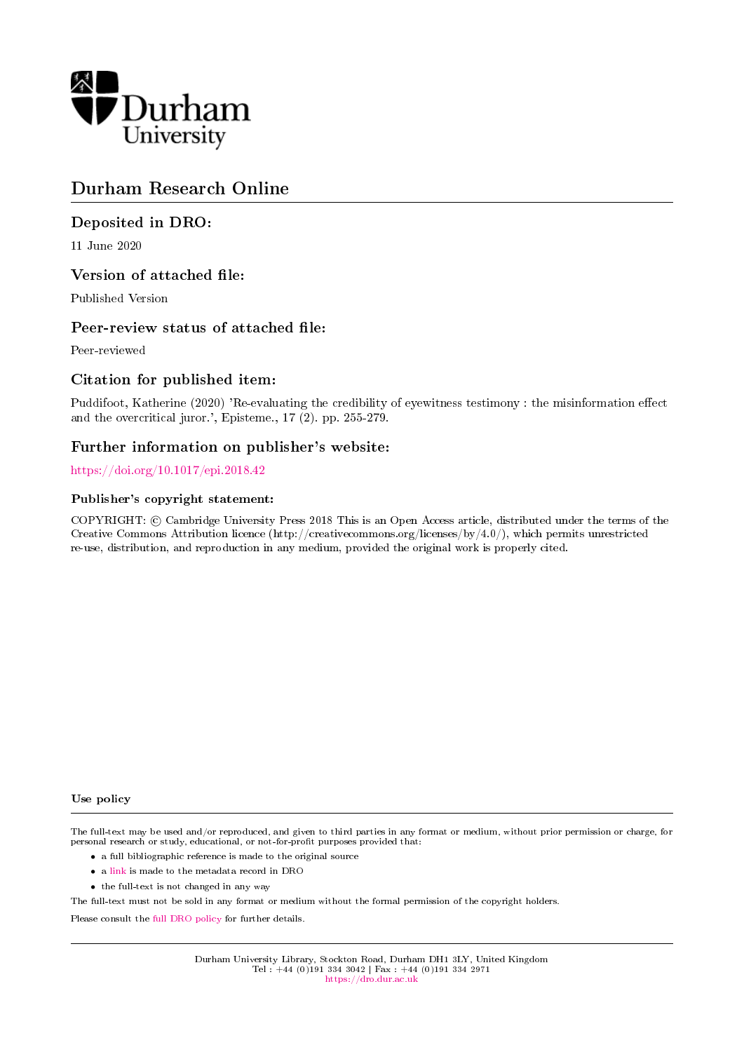Durham University

# Durham Research Online

## Deposited in DRO:

11 June 2020

## Version of attached file:

Published Version

## Peer-review status of attached file:

Peer-reviewed

## Citation for published item:

Puddifoot, Katherine (2020) 'Re-evaluating the credibility of eyewitness testimony : the misinformation effect and the overcritical juror.', Episteme., 17 (2). pp. 255-279.

## Further information on publisher's website:

https://doi.org/10.1017/epi.2018.42

### Publisher's copyright statement:

COPYRIGHT: © Cambridge University Press 2018 This is an Open Access article, distributed under the terms of the Creative Commons Attribution licence (http://creativecommons.org/licenses/by/4.0/), which permits unrestricted re-use, distribution, and reproduction in any medium, provided the original work is properly cited.

### Use policy

The full-text may be used and/or reproduced, and given to third parties in any format or medium, without prior permission or charge, for personal research or study, educational, or not-for-profit purposes provided that:

- a full bibliographic reference is made to the original source
- a link is made to the metadata record in DRO
- the full-text is not changed in any way

The full-text must not be sold in any format or medium without the formal permission of the copyright holders.

Please consult the full DRO policy for further details.

Durham University Library, Stockton Road, Durham DH1 3LY, United Kingdom
Tel : +44 (0)191 334 3042 | Fax : +44 (0)191 334 2971
https://dro.dur.ac.uk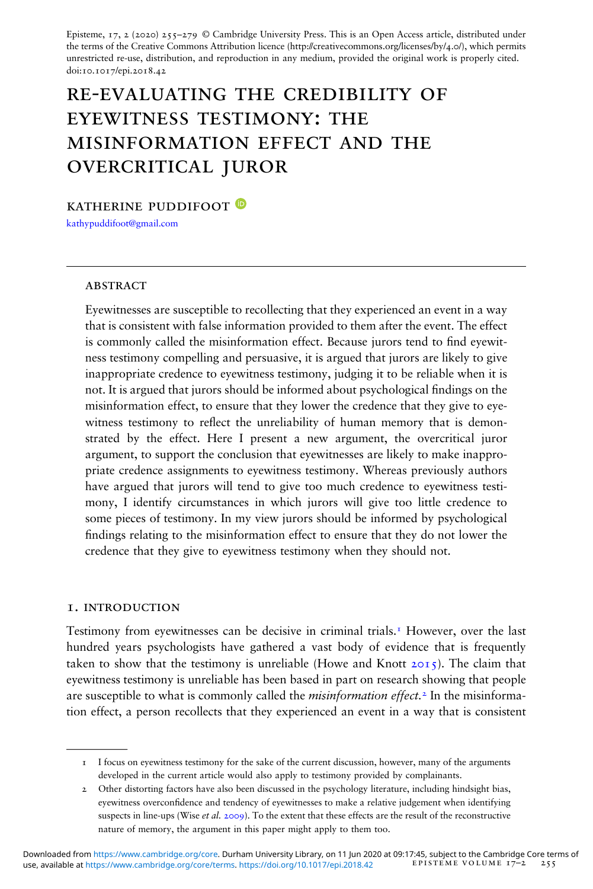Episteme, 17, 2 (2020) 255–279 © Cambridge University Press. This is an Open Access article, distributed under the terms of the Creative Commons Attribution licence (http://creativecommons.org/licenses/by/4.0/), which permits unrestricted re-use, distribution, and reproduction in any medium, provided the original work is properly cited. doi:10.1017/epi.2018.42

# RE-EVALUATING THE CREDIBILITY OF EYEWITNESS TESTIMONY: THE MISINFORMATION EFFECT AND THE OVERCRITICAL JUROR

KATHERINE PUDDIFOOT

kathypuddifoot@gmail.com

## ABSTRACT

Eyewitnesses are susceptible to recollecting that they experienced an event in a way that is consistent with false information provided to them after the event. The effect is commonly called the misinformation effect. Because jurors tend to find eyewitness testimony compelling and persuasive, it is argued that jurors are likely to give inappropriate credence to eyewitness testimony, judging it to be reliable when it is not. It is argued that jurors should be informed about psychological findings on the misinformation effect, to ensure that they lower the credence that they give to eyewitness testimony to reflect the unreliability of human memory that is demonstrated by the effect. Here I present a new argument, the overcritical juror argument, to support the conclusion that eyewitnesses are likely to make inappropriate credence assignments to eyewitness testimony. Whereas previously authors have argued that jurors will tend to give too much credence to eyewitness testimony, I identify circumstances in which jurors will give too little credence to some pieces of testimony. In my view jurors should be informed by psychological findings relating to the misinformation effect to ensure that they do not lower the credence that they give to eyewitness testimony when they should not.

## 1. INTRODUCTION

Testimony from eyewitnesses can be decisive in criminal trials.[1] However, over the last hundred years psychologists have gathered a vast body of evidence that is frequently taken to show that the testimony is unreliable (Howe and Knott 2015). The claim that eyewitness testimony is unreliable has been based in part on research showing that people are susceptible to what is commonly called the *misinformation effect*.[2] In the misinformation effect, a person recollects that they experienced an event in a way that is consistent

1 I focus on eyewitness testimony for the sake of the current discussion, however, many of the arguments developed in the current article would also apply to testimony provided by complainants.

2 Other distorting factors have also been discussed in the psychology literature, including hindsight bias, eyewitness overconfidence and tendency of eyewitnesses to make a relative judgement when identifying suspects in line-ups (Wise *et al.* 2009). To the extent that these effects are the result of the reconstructive nature of memory, the argument in this paper might apply to them too.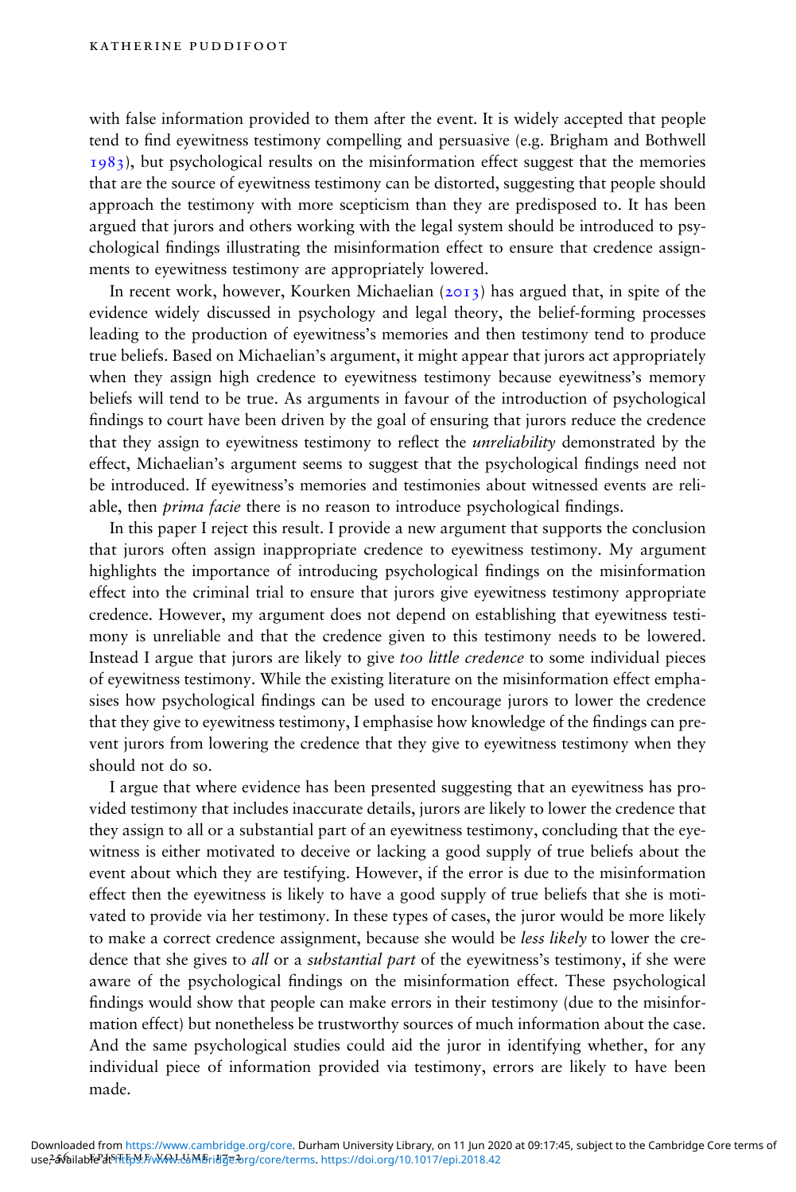with false information provided to them after the event. It is widely accepted that people tend to find eyewitness testimony compelling and persuasive (e.g. Brigham and Bothwell 1983), but psychological results on the misinformation effect suggest that the memories that are the source of eyewitness testimony can be distorted, suggesting that people should approach the testimony with more scepticism than they are predisposed to. It has been argued that jurors and others working with the legal system should be introduced to psychological findings illustrating the misinformation effect to ensure that credence assignments to eyewitness testimony are appropriately lowered.

In recent work, however, Kourken Michaelian (2013) has argued that, in spite of the evidence widely discussed in psychology and legal theory, the belief-forming processes leading to the production of eyewitness's memories and then testimony tend to produce true beliefs. Based on Michaelian's argument, it might appear that jurors act appropriately when they assign high credence to eyewitness testimony because eyewitness's memory beliefs will tend to be true. As arguments in favour of the introduction of psychological findings to court have been driven by the goal of ensuring that jurors reduce the credence that they assign to eyewitness testimony to reflect the *unreliability* demonstrated by the effect, Michaelian's argument seems to suggest that the psychological findings need not be introduced. If eyewitness's memories and testimonies about witnessed events are reliable, then *prima facie* there is no reason to introduce psychological findings.

In this paper I reject this result. I provide a new argument that supports the conclusion that jurors often assign inappropriate credence to eyewitness testimony. My argument highlights the importance of introducing psychological findings on the misinformation effect into the criminal trial to ensure that jurors give eyewitness testimony appropriate credence. However, my argument does not depend on establishing that eyewitness testimony is unreliable and that the credence given to this testimony needs to be lowered. Instead I argue that jurors are likely to give *too little credence* to some individual pieces of eyewitness testimony. While the existing literature on the misinformation effect emphasises how psychological findings can be used to encourage jurors to lower the credence that they give to eyewitness testimony, I emphasise how knowledge of the findings can prevent jurors from lowering the credence that they give to eyewitness testimony when they should not do so.

I argue that where evidence has been presented suggesting that an eyewitness has provided testimony that includes inaccurate details, jurors are likely to lower the credence that they assign to all or a substantial part of an eyewitness testimony, concluding that the eyewitness is either motivated to deceive or lacking a good supply of true beliefs about the event about which they are testifying. However, if the error is due to the misinformation effect then the eyewitness is likely to have a good supply of true beliefs that she is motivated to provide via her testimony. In these types of cases, the juror would be more likely to make a correct credence assignment, because she would be *less likely* to lower the credence that she gives to *all* or a *substantial part* of the eyewitness's testimony, if she were aware of the psychological findings on the misinformation effect. These psychological findings would show that people can make errors in their testimony (due to the misinformation effect) but nonetheless be trustworthy sources of much information about the case. And the same psychological studies could aid the juror in identifying whether, for any individual piece of information provided via testimony, errors are likely to have been made.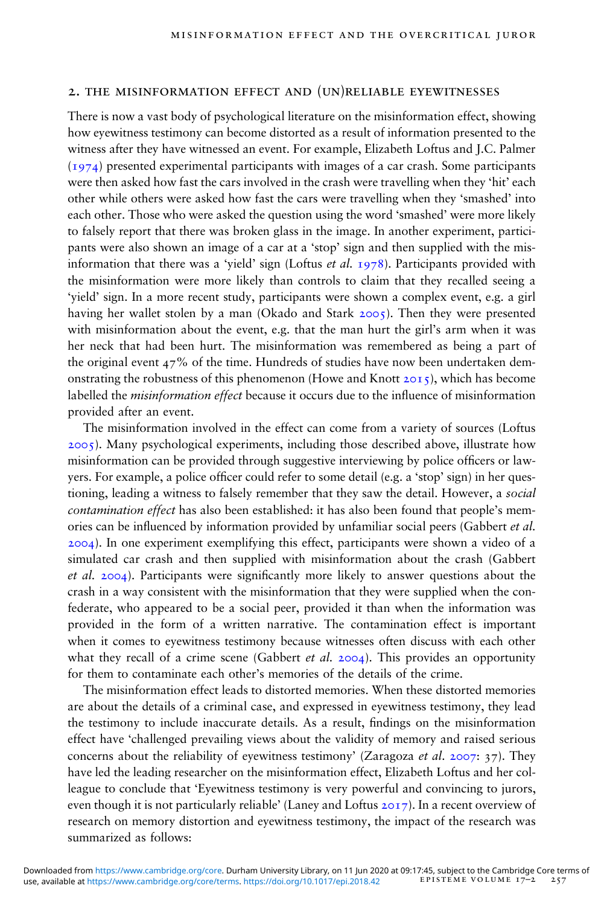## 2. the misinformation effect and (un)reliable eyewitnesses

There is now a vast body of psychological literature on the misinformation effect, showing how eyewitness testimony can become distorted as a result of information presented to the witness after they have witnessed an event. For example, Elizabeth Loftus and J.C. Palmer (1974) presented experimental participants with images of a car crash. Some participants were then asked how fast the cars involved in the crash were travelling when they 'hit' each other while others were asked how fast the cars were travelling when they 'smashed' into each other. Those who were asked the question using the word 'smashed' were more likely to falsely report that there was broken glass in the image. In another experiment, participants were also shown an image of a car at a 'stop' sign and then supplied with the misinformation that there was a 'yield' sign (Loftus *et al.* 1978). Participants provided with the misinformation were more likely than controls to claim that they recalled seeing a 'yield' sign. In a more recent study, participants were shown a complex event, e.g. a girl having her wallet stolen by a man (Okado and Stark 2005). Then they were presented with misinformation about the event, e.g. that the man hurt the girl's arm when it was her neck that had been hurt. The misinformation was remembered as being a part of the original event 47% of the time. Hundreds of studies have now been undertaken demonstrating the robustness of this phenomenon (Howe and Knott 2015), which has become labelled the *misinformation effect* because it occurs due to the influence of misinformation provided after an event.

The misinformation involved in the effect can come from a variety of sources (Loftus 2005). Many psychological experiments, including those described above, illustrate how misinformation can be provided through suggestive interviewing by police officers or lawyers. For example, a police officer could refer to some detail (e.g. a 'stop' sign) in her questioning, leading a witness to falsely remember that they saw the detail. However, a *social contamination effect* has also been established: it has also been found that people's memories can be influenced by information provided by unfamiliar social peers (Gabbert *et al.* 2004). In one experiment exemplifying this effect, participants were shown a video of a simulated car crash and then supplied with misinformation about the crash (Gabbert *et al.* 2004). Participants were significantly more likely to answer questions about the crash in a way consistent with the misinformation that they were supplied when the confederate, who appeared to be a social peer, provided it than when the information was provided in the form of a written narrative. The contamination effect is important when it comes to eyewitness testimony because witnesses often discuss with each other what they recall of a crime scene (Gabbert *et al.* 2004). This provides an opportunity for them to contaminate each other's memories of the details of the crime.

The misinformation effect leads to distorted memories. When these distorted memories are about the details of a criminal case, and expressed in eyewitness testimony, they lead the testimony to include inaccurate details. As a result, findings on the misinformation effect have 'challenged prevailing views about the validity of memory and raised serious concerns about the reliability of eyewitness testimony' (Zaragoza *et al.* 2007: 37). They have led the leading researcher on the misinformation effect, Elizabeth Loftus and her colleague to conclude that 'Eyewitness testimony is very powerful and convincing to jurors, even though it is not particularly reliable' (Laney and Loftus 2017). In a recent overview of research on memory distortion and eyewitness testimony, the impact of the research was summarized as follows: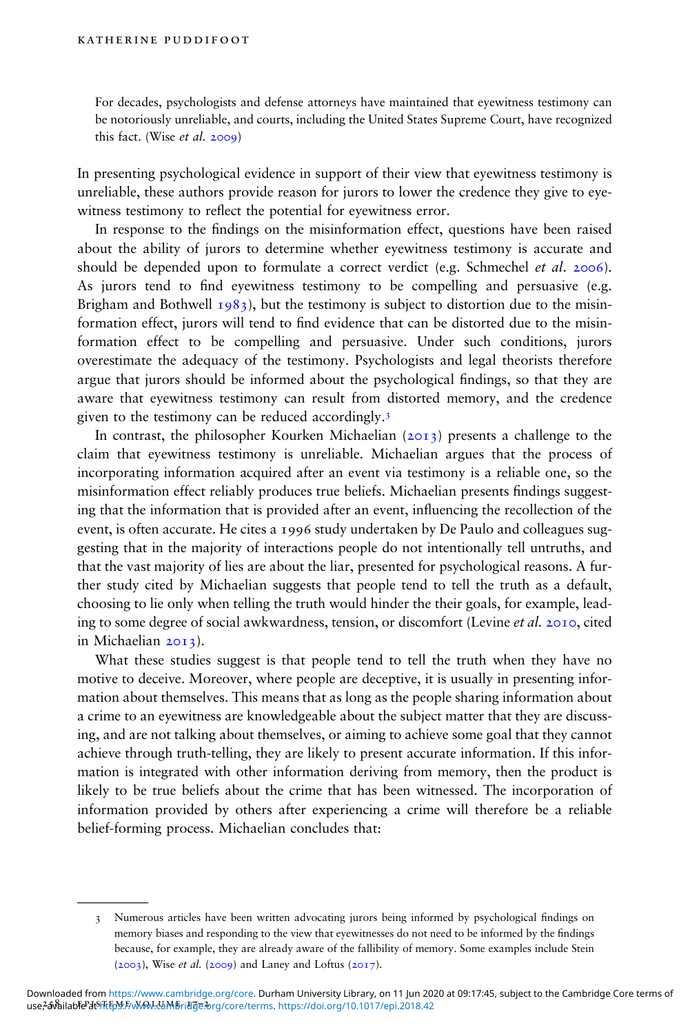> For decades, psychologists and defense attorneys have maintained that eyewitness testimony can be notoriously unreliable, and courts, including the United States Supreme Court, have recognized this fact. (Wise *et al.* 2009)

In presenting psychological evidence in support of their view that eyewitness testimony is unreliable, these authors provide reason for jurors to lower the credence they give to eyewitness testimony to reflect the potential for eyewitness error.

In response to the findings on the misinformation effect, questions have been raised about the ability of jurors to determine whether eyewitness testimony is accurate and should be depended upon to formulate a correct verdict (e.g. Schmechel *et al.* 2006). As jurors tend to find eyewitness testimony to be compelling and persuasive (e.g. Brigham and Bothwell 1983), but the testimony is subject to distortion due to the misinformation effect, jurors will tend to find evidence that can be distorted due to the misinformation effect to be compelling and persuasive. Under such conditions, jurors overestimate the adequacy of the testimony. Psychologists and legal theorists therefore argue that jurors should be informed about the psychological findings, so that they are aware that eyewitness testimony can result from distorted memory, and the credence given to the testimony can be reduced accordingly.[3]

In contrast, the philosopher Kourken Michaelian (2013) presents a challenge to the claim that eyewitness testimony is unreliable. Michaelian argues that the process of incorporating information acquired after an event via testimony is a reliable one, so the misinformation effect reliably produces true beliefs. Michaelian presents findings suggesting that the information that is provided after an event, influencing the recollection of the event, is often accurate. He cites a 1996 study undertaken by De Paulo and colleagues suggesting that in the majority of interactions people do not intentionally tell untruths, and that the vast majority of lies are about the liar, presented for psychological reasons. A further study cited by Michaelian suggests that people tend to tell the truth as a default, choosing to lie only when telling the truth would hinder the their goals, for example, leading to some degree of social awkwardness, tension, or discomfort (Levine *et al.* 2010, cited in Michaelian 2013).

What these studies suggest is that people tend to tell the truth when they have no motive to deceive. Moreover, where people are deceptive, it is usually in presenting information about themselves. This means that as long as the people sharing information about a crime to an eyewitness are knowledgeable about the subject matter that they are discussing, and are not talking about themselves, or aiming to achieve some goal that they cannot achieve through truth-telling, they are likely to present accurate information. If this information is integrated with other information deriving from memory, then the product is likely to be true beliefs about the crime that has been witnessed. The incorporation of information provided by others after experiencing a crime will therefore be a reliable belief-forming process. Michaelian concludes that:

---

3 Numerous articles have been written advocating jurors being informed by psychological findings on memory biases and responding to the view that eyewitnesses do not need to be informed by the findings because, for example, they are already aware of the fallibility of memory. Some examples include Stein (2003), Wise *et al.* (2009) and Laney and Loftus (2017).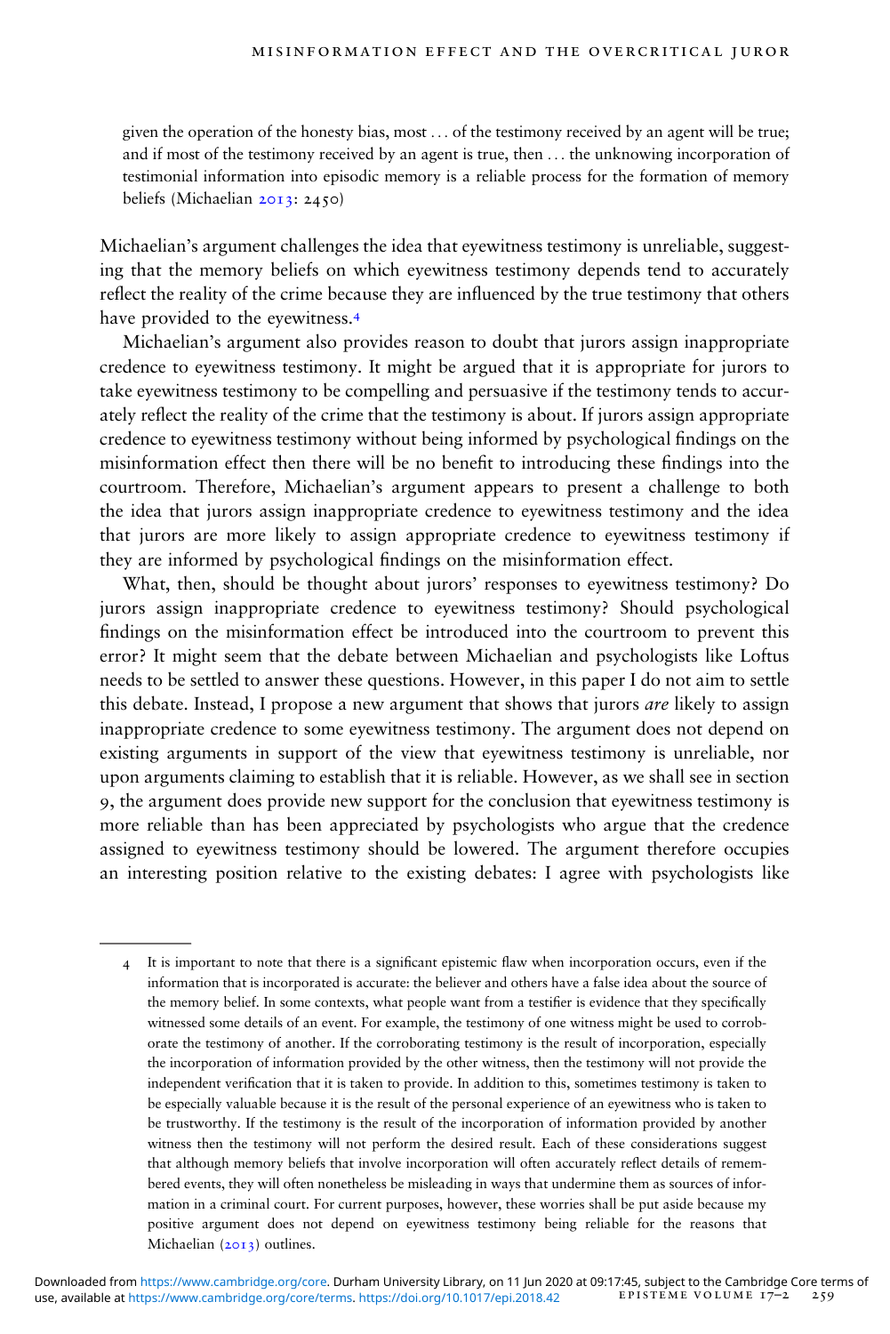given the operation of the honesty bias, most … of the testimony received by an agent will be true; and if most of the testimony received by an agent is true, then … the unknowing incorporation of testimonial information into episodic memory is a reliable process for the formation of memory beliefs (Michaelian 2013: 2450)

Michaelian's argument challenges the idea that eyewitness testimony is unreliable, suggesting that the memory beliefs on which eyewitness testimony depends tend to accurately reflect the reality of the crime because they are influenced by the true testimony that others have provided to the eyewitness.[4]

Michaelian's argument also provides reason to doubt that jurors assign inappropriate credence to eyewitness testimony. It might be argued that it is appropriate for jurors to take eyewitness testimony to be compelling and persuasive if the testimony tends to accurately reflect the reality of the crime that the testimony is about. If jurors assign appropriate credence to eyewitness testimony without being informed by psychological findings on the misinformation effect then there will be no benefit to introducing these findings into the courtroom. Therefore, Michaelian's argument appears to present a challenge to both the idea that jurors assign inappropriate credence to eyewitness testimony and the idea that jurors are more likely to assign appropriate credence to eyewitness testimony if they are informed by psychological findings on the misinformation effect.

What, then, should be thought about jurors' responses to eyewitness testimony? Do jurors assign inappropriate credence to eyewitness testimony? Should psychological findings on the misinformation effect be introduced into the courtroom to prevent this error? It might seem that the debate between Michaelian and psychologists like Loftus needs to be settled to answer these questions. However, in this paper I do not aim to settle this debate. Instead, I propose a new argument that shows that jurors *are* likely to assign inappropriate credence to some eyewitness testimony. The argument does not depend on existing arguments in support of the view that eyewitness testimony is unreliable, nor upon arguments claiming to establish that it is reliable. However, as we shall see in section 9, the argument does provide new support for the conclusion that eyewitness testimony is more reliable than has been appreciated by psychologists who argue that the credence assigned to eyewitness testimony should be lowered. The argument therefore occupies an interesting position relative to the existing debates: I agree with psychologists like

4 It is important to note that there is a significant epistemic flaw when incorporation occurs, even if the information that is incorporated is accurate: the believer and others have a false idea about the source of the memory belief. In some contexts, what people want from a testifier is evidence that they specifically witnessed some details of an event. For example, the testimony of one witness might be used to corroborate the testimony of another. If the corroborating testimony is the result of incorporation, especially the incorporation of information provided by the other witness, then the testimony will not provide the independent verification that it is taken to provide. In addition to this, sometimes testimony is taken to be especially valuable because it is the result of the personal experience of an eyewitness who is taken to be trustworthy. If the testimony is the result of the incorporation of information provided by another witness then the testimony will not perform the desired result. Each of these considerations suggest that although memory beliefs that involve incorporation will often accurately reflect details of remembered events, they will often nonetheless be misleading in ways that undermine them as sources of information in a criminal court. For current purposes, however, these worries shall be put aside because my positive argument does not depend on eyewitness testimony being reliable for the reasons that Michaelian (2013) outlines.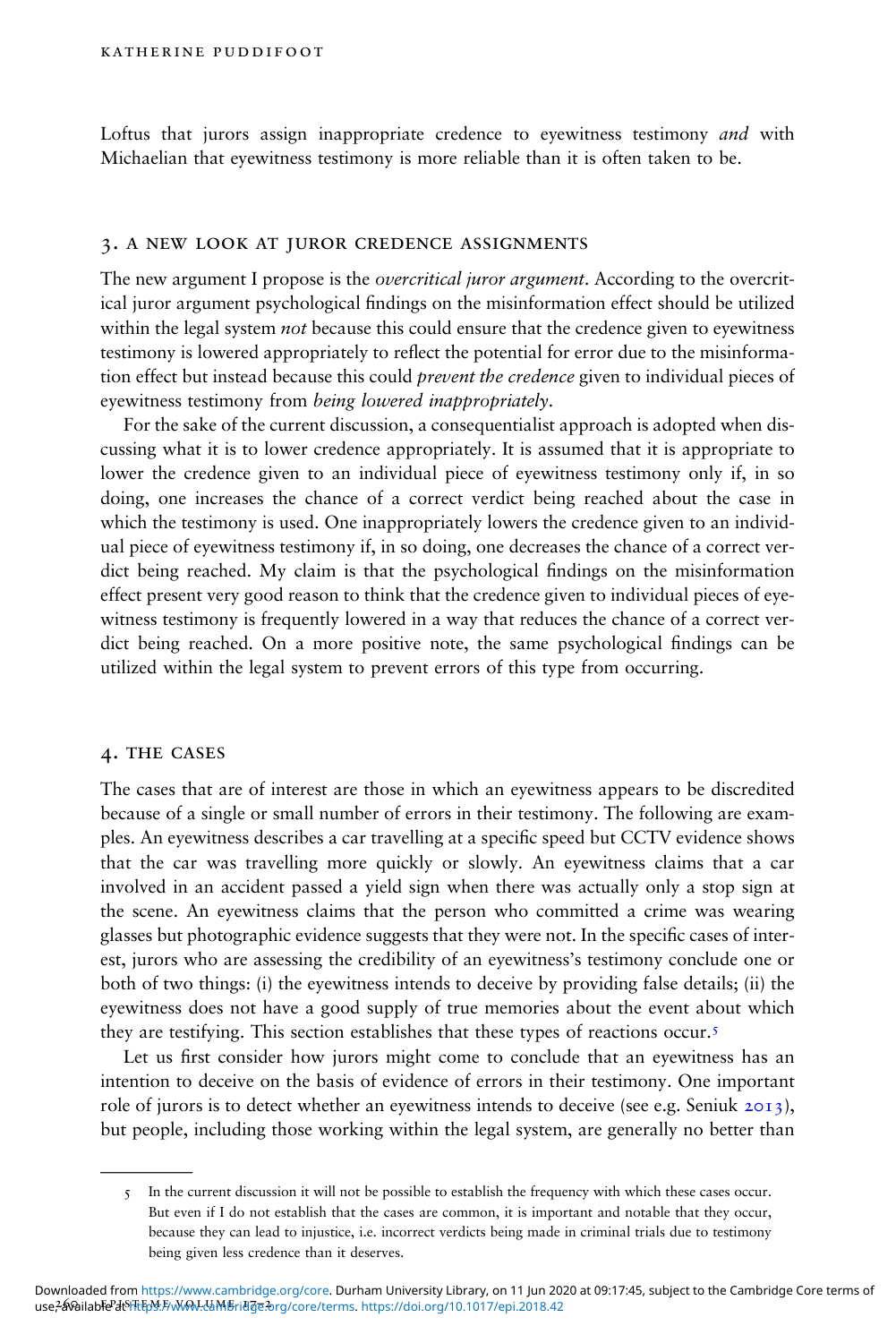Loftus that jurors assign inappropriate credence to eyewitness testimony *and* with Michaelian that eyewitness testimony is more reliable than it is often taken to be.

## 3. A NEW LOOK AT JUROR CREDENCE ASSIGNMENTS

The new argument I propose is the *overcritical juror argument*. According to the overcritical juror argument psychological findings on the misinformation effect should be utilized within the legal system *not* because this could ensure that the credence given to eyewitness testimony is lowered appropriately to reflect the potential for error due to the misinformation effect but instead because this could *prevent the credence* given to individual pieces of eyewitness testimony from *being lowered inappropriately*.

For the sake of the current discussion, a consequentialist approach is adopted when discussing what it is to lower credence appropriately. It is assumed that it is appropriate to lower the credence given to an individual piece of eyewitness testimony only if, in so doing, one increases the chance of a correct verdict being reached about the case in which the testimony is used. One inappropriately lowers the credence given to an individual piece of eyewitness testimony if, in so doing, one decreases the chance of a correct verdict being reached. My claim is that the psychological findings on the misinformation effect present very good reason to think that the credence given to individual pieces of eyewitness testimony is frequently lowered in a way that reduces the chance of a correct verdict being reached. On a more positive note, the same psychological findings can be utilized within the legal system to prevent errors of this type from occurring.

## 4. THE CASES

The cases that are of interest are those in which an eyewitness appears to be discredited because of a single or small number of errors in their testimony. The following are examples. An eyewitness describes a car travelling at a specific speed but CCTV evidence shows that the car was travelling more quickly or slowly. An eyewitness claims that a car involved in an accident passed a yield sign when there was actually only a stop sign at the scene. An eyewitness claims that the person who committed a crime was wearing glasses but photographic evidence suggests that they were not. In the specific cases of interest, jurors who are assessing the credibility of an eyewitness's testimony conclude one or both of two things: (i) the eyewitness intends to deceive by providing false details; (ii) the eyewitness does not have a good supply of true memories about the event about which they are testifying. This section establishes that these types of reactions occur.[5]

Let us first consider how jurors might come to conclude that an eyewitness has an intention to deceive on the basis of evidence of errors in their testimony. One important role of jurors is to detect whether an eyewitness intends to deceive (see e.g. Seniuk 2013), but people, including those working within the legal system, are generally no better than

---

5 In the current discussion it will not be possible to establish the frequency with which these cases occur. But even if I do not establish that the cases are common, it is important and notable that they occur, because they can lead to injustice, i.e. incorrect verdicts being made in criminal trials due to testimony being given less credence than it deserves.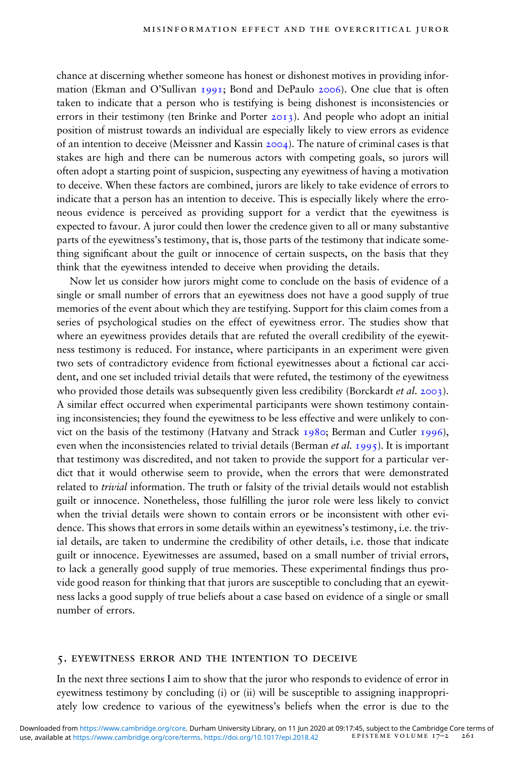chance at discerning whether someone has honest or dishonest motives in providing information (Ekman and O'Sullivan 1991; Bond and DePaulo 2006). One clue that is often taken to indicate that a person who is testifying is being dishonest is inconsistencies or errors in their testimony (ten Brinke and Porter 2013). And people who adopt an initial position of mistrust towards an individual are especially likely to view errors as evidence of an intention to deceive (Meissner and Kassin 2004). The nature of criminal cases is that stakes are high and there can be numerous actors with competing goals, so jurors will often adopt a starting point of suspicion, suspecting any eyewitness of having a motivation to deceive. When these factors are combined, jurors are likely to take evidence of errors to indicate that a person has an intention to deceive. This is especially likely where the erroneous evidence is perceived as providing support for a verdict that the eyewitness is expected to favour. A juror could then lower the credence given to all or many substantive parts of the eyewitness's testimony, that is, those parts of the testimony that indicate something significant about the guilt or innocence of certain suspects, on the basis that they think that the eyewitness intended to deceive when providing the details.

Now let us consider how jurors might come to conclude on the basis of evidence of a single or small number of errors that an eyewitness does not have a good supply of true memories of the event about which they are testifying. Support for this claim comes from a series of psychological studies on the effect of eyewitness error. The studies show that where an eyewitness provides details that are refuted the overall credibility of the eyewitness testimony is reduced. For instance, where participants in an experiment were given two sets of contradictory evidence from fictional eyewitnesses about a fictional car accident, and one set included trivial details that were refuted, the testimony of the eyewitness who provided those details was subsequently given less credibility (Borckardt *et al.* 2003). A similar effect occurred when experimental participants were shown testimony containing inconsistencies; they found the eyewitness to be less effective and were unlikely to convict on the basis of the testimony (Hatvany and Strack 1980; Berman and Cutler 1996), even when the inconsistencies related to trivial details (Berman *et al.* 1995). It is important that testimony was discredited, and not taken to provide the support for a particular verdict that it would otherwise seem to provide, when the errors that were demonstrated related to *trivial* information. The truth or falsity of the trivial details would not establish guilt or innocence. Nonetheless, those fulfilling the juror role were less likely to convict when the trivial details were shown to contain errors or be inconsistent with other evidence. This shows that errors in some details within an eyewitness's testimony, i.e. the trivial details, are taken to undermine the credibility of other details, i.e. those that indicate guilt or innocence. Eyewitnesses are assumed, based on a small number of trivial errors, to lack a generally good supply of true memories. These experimental findings thus provide good reason for thinking that that jurors are susceptible to concluding that an eyewitness lacks a good supply of true beliefs about a case based on evidence of a single or small number of errors.

## 5. Eyewitness error and the intention to deceive

In the next three sections I aim to show that the juror who responds to evidence of error in eyewitness testimony by concluding (i) or (ii) will be susceptible to assigning inappropriately low credence to various of the eyewitness's beliefs when the error is due to the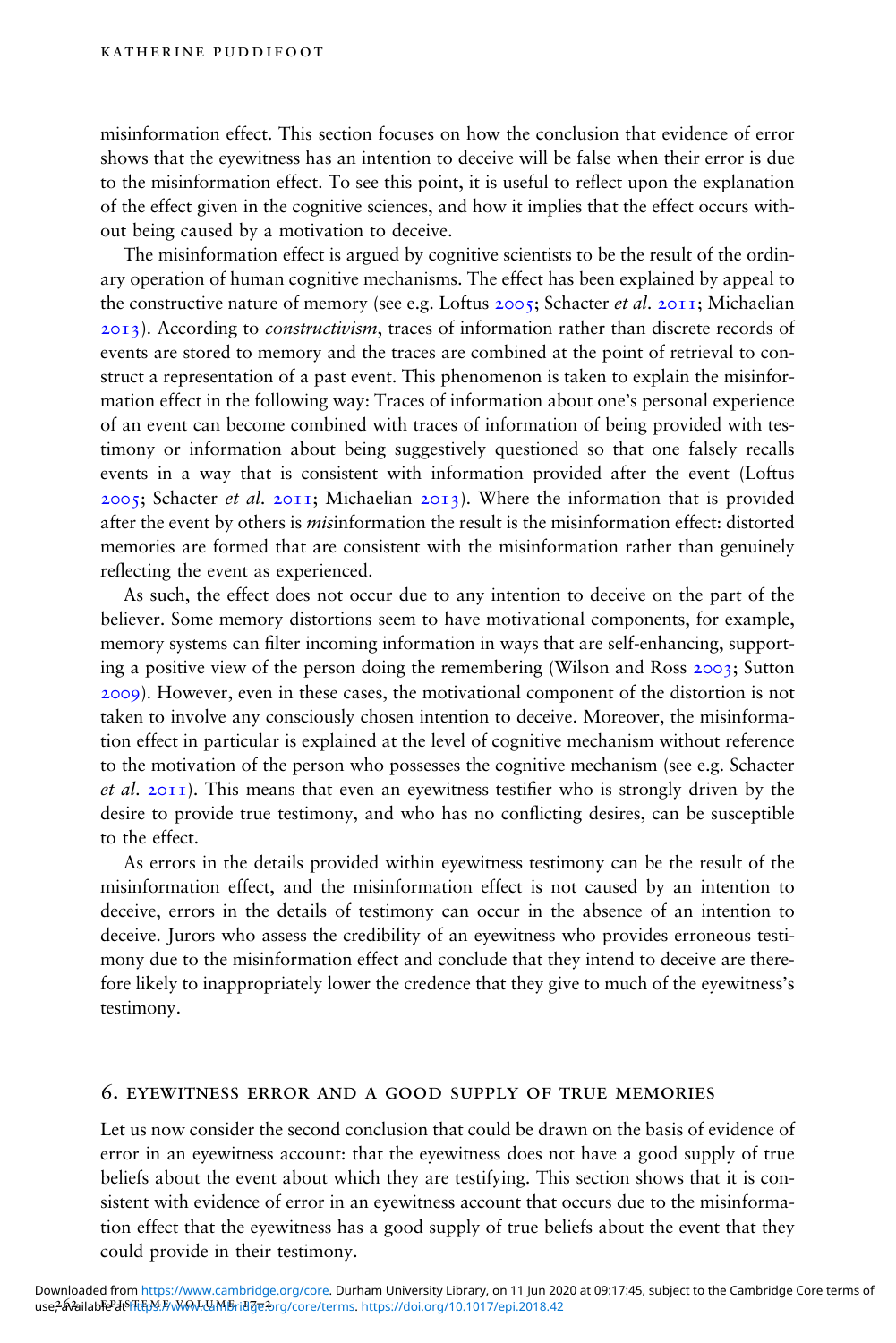misinformation effect. This section focuses on how the conclusion that evidence of error shows that the eyewitness has an intention to deceive will be false when their error is due to the misinformation effect. To see this point, it is useful to reflect upon the explanation of the effect given in the cognitive sciences, and how it implies that the effect occurs without being caused by a motivation to deceive.

The misinformation effect is argued by cognitive scientists to be the result of the ordinary operation of human cognitive mechanisms. The effect has been explained by appeal to the constructive nature of memory (see e.g. Loftus 2005; Schacter *et al.* 2011; Michaelian 2013). According to *constructivism*, traces of information rather than discrete records of events are stored to memory and the traces are combined at the point of retrieval to construct a representation of a past event. This phenomenon is taken to explain the misinformation effect in the following way: Traces of information about one's personal experience of an event can become combined with traces of information of being provided with testimony or information about being suggestively questioned so that one falsely recalls events in a way that is consistent with information provided after the event (Loftus 2005; Schacter *et al.* 2011; Michaelian 2013). Where the information that is provided after the event by others is *mis*information the result is the misinformation effect: distorted memories are formed that are consistent with the misinformation rather than genuinely reflecting the event as experienced.

As such, the effect does not occur due to any intention to deceive on the part of the believer. Some memory distortions seem to have motivational components, for example, memory systems can filter incoming information in ways that are self-enhancing, supporting a positive view of the person doing the remembering (Wilson and Ross 2003; Sutton 2009). However, even in these cases, the motivational component of the distortion is not taken to involve any consciously chosen intention to deceive. Moreover, the misinformation effect in particular is explained at the level of cognitive mechanism without reference to the motivation of the person who possesses the cognitive mechanism (see e.g. Schacter *et al.* 2011). This means that even an eyewitness testifier who is strongly driven by the desire to provide true testimony, and who has no conflicting desires, can be susceptible to the effect.

As errors in the details provided within eyewitness testimony can be the result of the misinformation effect, and the misinformation effect is not caused by an intention to deceive, errors in the details of testimony can occur in the absence of an intention to deceive. Jurors who assess the credibility of an eyewitness who provides erroneous testimony due to the misinformation effect and conclude that they intend to deceive are therefore likely to inappropriately lower the credence that they give to much of the eyewitness's testimony.

## 6. Eyewitness error and a good supply of true memories

Let us now consider the second conclusion that could be drawn on the basis of evidence of error in an eyewitness account: that the eyewitness does not have a good supply of true beliefs about the event about which they are testifying. This section shows that it is consistent with evidence of error in an eyewitness account that occurs due to the misinformation effect that the eyewitness has a good supply of true beliefs about the event that they could provide in their testimony.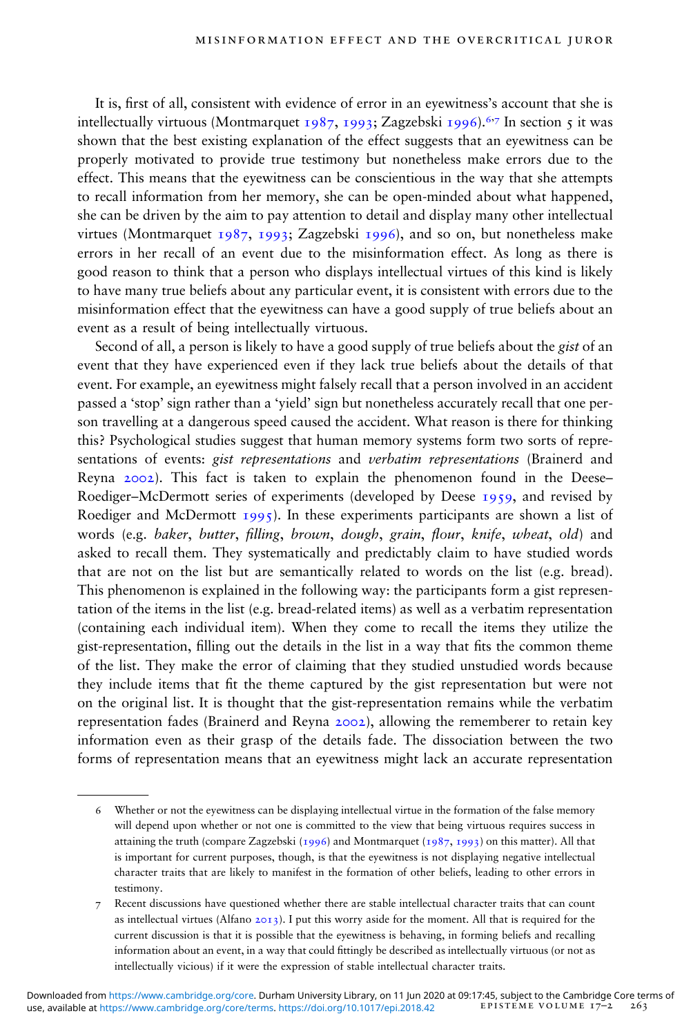It is, first of all, consistent with evidence of error in an eyewitness's account that she is intellectually virtuous (Montmarquet 1987, 1993; Zagzebski 1996).[6,7] In section 5 it was shown that the best existing explanation of the effect suggests that an eyewitness can be properly motivated to provide true testimony but nonetheless make errors due to the effect. This means that the eyewitness can be conscientious in the way that she attempts to recall information from her memory, she can be open-minded about what happened, she can be driven by the aim to pay attention to detail and display many other intellectual virtues (Montmarquet 1987, 1993; Zagzebski 1996), and so on, but nonetheless make errors in her recall of an event due to the misinformation effect. As long as there is good reason to think that a person who displays intellectual virtues of this kind is likely to have many true beliefs about any particular event, it is consistent with errors due to the misinformation effect that the eyewitness can have a good supply of true beliefs about an event as a result of being intellectually virtuous.

Second of all, a person is likely to have a good supply of true beliefs about the *gist* of an event that they have experienced even if they lack true beliefs about the details of that event. For example, an eyewitness might falsely recall that a person involved in an accident passed a 'stop' sign rather than a 'yield' sign but nonetheless accurately recall that one person travelling at a dangerous speed caused the accident. What reason is there for thinking this? Psychological studies suggest that human memory systems form two sorts of representations of events: *gist representations* and *verbatim representations* (Brainerd and Reyna 2002). This fact is taken to explain the phenomenon found in the Deese–Roediger–McDermott series of experiments (developed by Deese 1959, and revised by Roediger and McDermott 1995). In these experiments participants are shown a list of words (e.g. *baker*, *butter*, *filling*, *brown*, *dough*, *grain*, *flour*, *knife*, *wheat*, *old*) and asked to recall them. They systematically and predictably claim to have studied words that are not on the list but are semantically related to words on the list (e.g. bread). This phenomenon is explained in the following way: the participants form a gist representation of the items in the list (e.g. bread-related items) as well as a verbatim representation (containing each individual item). When they come to recall the items they utilize the gist-representation, filling out the details in the list in a way that fits the common theme of the list. They make the error of claiming that they studied unstudied words because they include items that fit the theme captured by the gist representation but were not on the original list. It is thought that the gist-representation remains while the verbatim representation fades (Brainerd and Reyna 2002), allowing the rememberer to retain key information even as their grasp of the details fade. The dissociation between the two forms of representation means that an eyewitness might lack an accurate representation

---

6 Whether or not the eyewitness can be displaying intellectual virtue in the formation of the false memory will depend upon whether or not one is committed to the view that being virtuous requires success in attaining the truth (compare Zagzebski (1996) and Montmarquet (1987, 1993) on this matter). All that is important for current purposes, though, is that the eyewitness is not displaying negative intellectual character traits that are likely to manifest in the formation of other beliefs, leading to other errors in testimony.

7 Recent discussions have questioned whether there are stable intellectual character traits that can count as intellectual virtues (Alfano 2013). I put this worry aside for the moment. All that is required for the current discussion is that it is possible that the eyewitness is behaving, in forming beliefs and recalling information about an event, in a way that could fittingly be described as intellectually virtuous (or not as intellectually vicious) if it were the expression of stable intellectual character traits.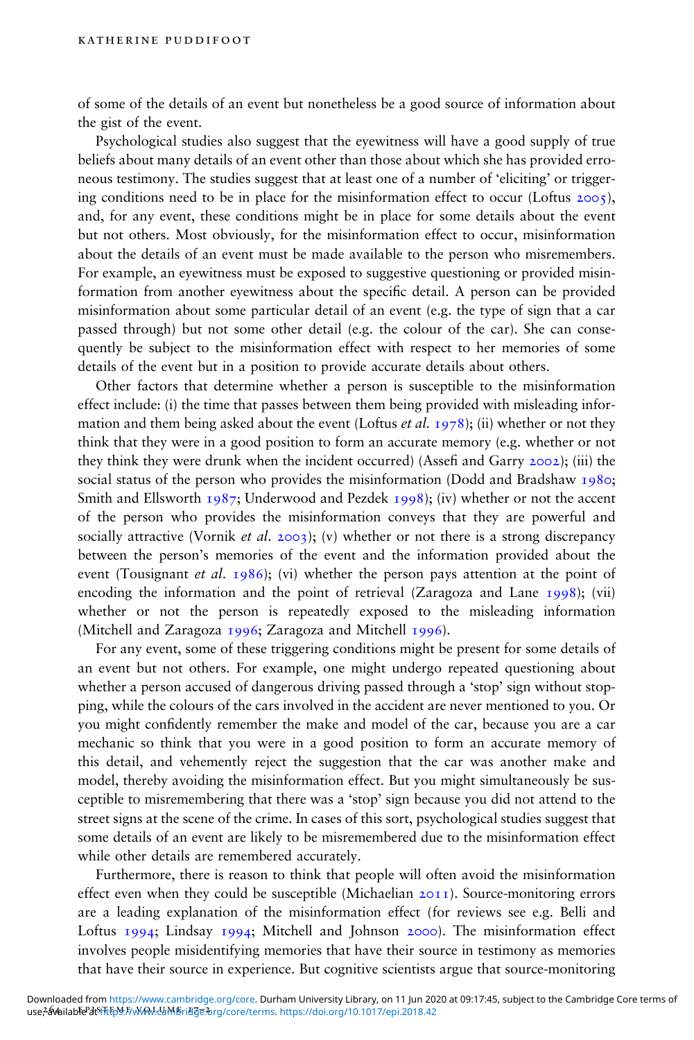of some of the details of an event but nonetheless be a good source of information about the gist of the event.

Psychological studies also suggest that the eyewitness will have a good supply of true beliefs about many details of an event other than those about which she has provided erroneous testimony. The studies suggest that at least one of a number of 'eliciting' or triggering conditions need to be in place for the misinformation effect to occur (Loftus 2005), and, for any event, these conditions might be in place for some details about the event but not others. Most obviously, for the misinformation effect to occur, misinformation about the details of an event must be made available to the person who misremembers. For example, an eyewitness must be exposed to suggestive questioning or provided misinformation from another eyewitness about the specific detail. A person can be provided misinformation about some particular detail of an event (e.g. the type of sign that a car passed through) but not some other detail (e.g. the colour of the car). She can consequently be subject to the misinformation effect with respect to her memories of some details of the event but in a position to provide accurate details about others.

Other factors that determine whether a person is susceptible to the misinformation effect include: (i) the time that passes between them being provided with misleading information and them being asked about the event (Loftus *et al.* 1978); (ii) whether or not they think that they were in a good position to form an accurate memory (e.g. whether or not they think they were drunk when the incident occurred) (Assefi and Garry 2002); (iii) the social status of the person who provides the misinformation (Dodd and Bradshaw 1980; Smith and Ellsworth 1987; Underwood and Pezdek 1998); (iv) whether or not the accent of the person who provides the misinformation conveys that they are powerful and socially attractive (Vornik *et al.* 2003); (v) whether or not there is a strong discrepancy between the person's memories of the event and the information provided about the event (Tousignant *et al.* 1986); (vi) whether the person pays attention at the point of encoding the information and the point of retrieval (Zaragoza and Lane 1998); (vii) whether or not the person is repeatedly exposed to the misleading information (Mitchell and Zaragoza 1996; Zaragoza and Mitchell 1996).

For any event, some of these triggering conditions might be present for some details of an event but not others. For example, one might undergo repeated questioning about whether a person accused of dangerous driving passed through a 'stop' sign without stopping, while the colours of the cars involved in the accident are never mentioned to you. Or you might confidently remember the make and model of the car, because you are a car mechanic so think that you were in a good position to form an accurate memory of this detail, and vehemently reject the suggestion that the car was another make and model, thereby avoiding the misinformation effect. But you might simultaneously be susceptible to misremembering that there was a 'stop' sign because you did not attend to the street signs at the scene of the crime. In cases of this sort, psychological studies suggest that some details of an event are likely to be misremembered due to the misinformation effect while other details are remembered accurately.

Furthermore, there is reason to think that people will often avoid the misinformation effect even when they could be susceptible (Michaelian 2011). Source-monitoring errors are a leading explanation of the misinformation effect (for reviews see e.g. Belli and Loftus 1994; Lindsay 1994; Mitchell and Johnson 2000). The misinformation effect involves people misidentifying memories that have their source in testimony as memories that have their source in experience. But cognitive scientists argue that source-monitoring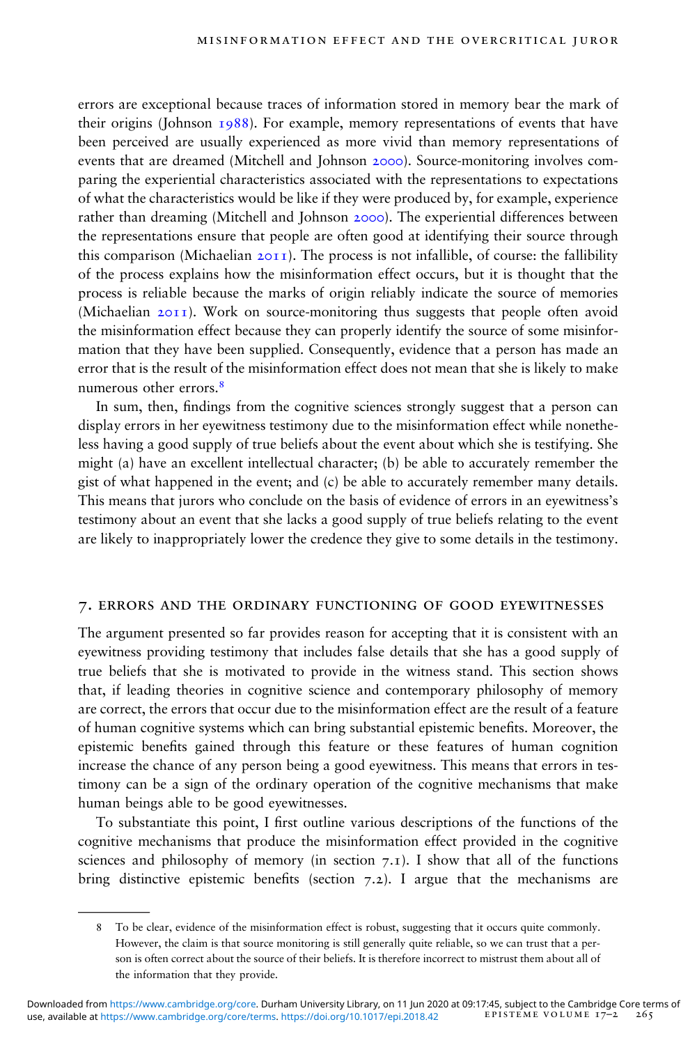errors are exceptional because traces of information stored in memory bear the mark of their origins (Johnson 1988). For example, memory representations of events that have been perceived are usually experienced as more vivid than memory representations of events that are dreamed (Mitchell and Johnson 2000). Source-monitoring involves comparing the experiential characteristics associated with the representations to expectations of what the characteristics would be like if they were produced by, for example, experience rather than dreaming (Mitchell and Johnson 2000). The experiential differences between the representations ensure that people are often good at identifying their source through this comparison (Michaelian 2011). The process is not infallible, of course: the fallibility of the process explains how the misinformation effect occurs, but it is thought that the process is reliable because the marks of origin reliably indicate the source of memories (Michaelian 2011). Work on source-monitoring thus suggests that people often avoid the misinformation effect because they can properly identify the source of some misinformation that they have been supplied. Consequently, evidence that a person has made an error that is the result of the misinformation effect does not mean that she is likely to make numerous other errors.[8]

In sum, then, findings from the cognitive sciences strongly suggest that a person can display errors in her eyewitness testimony due to the misinformation effect while nonetheless having a good supply of true beliefs about the event about which she is testifying. She might (a) have an excellent intellectual character; (b) be able to accurately remember the gist of what happened in the event; and (c) be able to accurately remember many details. This means that jurors who conclude on the basis of evidence of errors in an eyewitness's testimony about an event that she lacks a good supply of true beliefs relating to the event are likely to inappropriately lower the credence they give to some details in the testimony.

## 7. Errors and the ordinary functioning of good eyewitnesses

The argument presented so far provides reason for accepting that it is consistent with an eyewitness providing testimony that includes false details that she has a good supply of true beliefs that she is motivated to provide in the witness stand. This section shows that, if leading theories in cognitive science and contemporary philosophy of memory are correct, the errors that occur due to the misinformation effect are the result of a feature of human cognitive systems which can bring substantial epistemic benefits. Moreover, the epistemic benefits gained through this feature or these features of human cognition increase the chance of any person being a good eyewitness. This means that errors in testimony can be a sign of the ordinary operation of the cognitive mechanisms that make human beings able to be good eyewitnesses.

To substantiate this point, I first outline various descriptions of the functions of the cognitive mechanisms that produce the misinformation effect provided in the cognitive sciences and philosophy of memory (in section 7.1). I show that all of the functions bring distinctive epistemic benefits (section 7.2). I argue that the mechanisms are

8 To be clear, evidence of the misinformation effect is robust, suggesting that it occurs quite commonly. However, the claim is that source monitoring is still generally quite reliable, so we can trust that a person is often correct about the source of their beliefs. It is therefore incorrect to mistrust them about all of the information that they provide.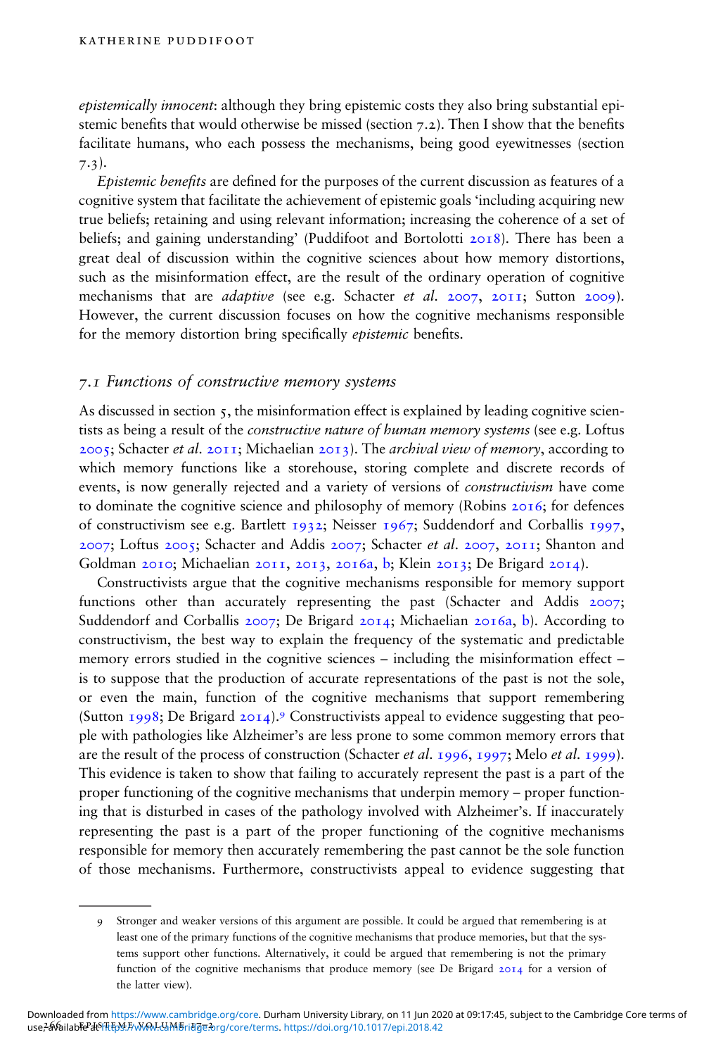*epistemically innocent*: although they bring epistemic costs they also bring substantial epistemic benefits that would otherwise be missed (section 7.2). Then I show that the benefits facilitate humans, who each possess the mechanisms, being good eyewitnesses (section 7.3).

*Epistemic benefits* are defined for the purposes of the current discussion as features of a cognitive system that facilitate the achievement of epistemic goals 'including acquiring new true beliefs; retaining and using relevant information; increasing the coherence of a set of beliefs; and gaining understanding' (Puddifoot and Bortolotti 2018). There has been a great deal of discussion within the cognitive sciences about how memory distortions, such as the misinformation effect, are the result of the ordinary operation of cognitive mechanisms that are *adaptive* (see e.g. Schacter *et al.* 2007, 2011; Sutton 2009). However, the current discussion focuses on how the cognitive mechanisms responsible for the memory distortion bring specifically *epistemic* benefits.

### 7.1 Functions of constructive memory systems

As discussed in section 5, the misinformation effect is explained by leading cognitive scientists as being a result of the *constructive nature of human memory systems* (see e.g. Loftus 2005; Schacter *et al.* 2011; Michaelian 2013). The *archival view of memory*, according to which memory functions like a storehouse, storing complete and discrete records of events, is now generally rejected and a variety of versions of *constructivism* have come to dominate the cognitive science and philosophy of memory (Robins 2016; for defences of constructivism see e.g. Bartlett 1932; Neisser 1967; Suddendorf and Corballis 1997, 2007; Loftus 2005; Schacter and Addis 2007; Schacter *et al.* 2007, 2011; Shanton and Goldman 2010; Michaelian 2011, 2013, 2016a, b; Klein 2013; De Brigard 2014).

Constructivists argue that the cognitive mechanisms responsible for memory support functions other than accurately representing the past (Schacter and Addis 2007; Suddendorf and Corballis 2007; De Brigard 2014; Michaelian 2016a, b). According to constructivism, the best way to explain the frequency of the systematic and predictable memory errors studied in the cognitive sciences – including the misinformation effect – is to suppose that the production of accurate representations of the past is not the sole, or even the main, function of the cognitive mechanisms that support remembering (Sutton 1998; De Brigard 2014).[9] Constructivists appeal to evidence suggesting that people with pathologies like Alzheimer's are less prone to some common memory errors that are the result of the process of construction (Schacter *et al.* 1996, 1997; Melo *et al.* 1999). This evidence is taken to show that failing to accurately represent the past is a part of the proper functioning of the cognitive mechanisms that underpin memory – proper functioning that is disturbed in cases of the pathology involved with Alzheimer's. If inaccurately representing the past is a part of the proper functioning of the cognitive mechanisms responsible for memory then accurately remembering the past cannot be the sole function of those mechanisms. Furthermore, constructivists appeal to evidence suggesting that

---

9 Stronger and weaker versions of this argument are possible. It could be argued that remembering is at least one of the primary functions of the cognitive mechanisms that produce memories, but that the systems support other functions. Alternatively, it could be argued that remembering is not the primary function of the cognitive mechanisms that produce memory (see De Brigard 2014 for a version of the latter view).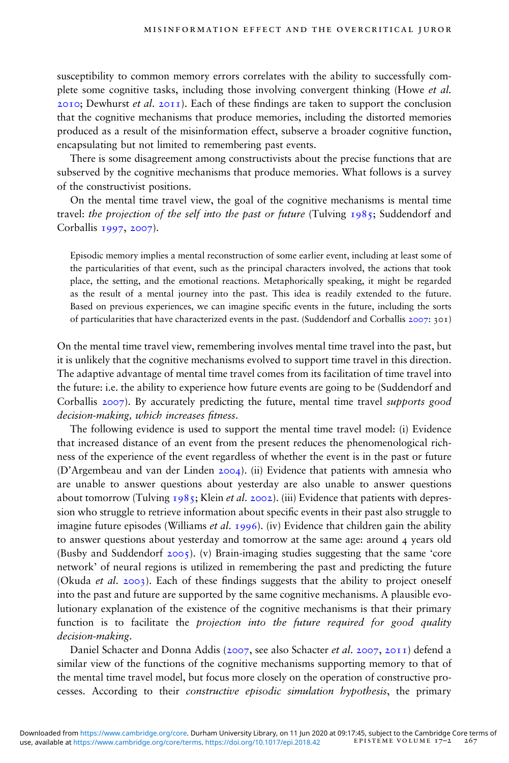susceptibility to common memory errors correlates with the ability to successfully complete some cognitive tasks, including those involving convergent thinking (Howe *et al.* 2010; Dewhurst *et al.* 2011). Each of these findings are taken to support the conclusion that the cognitive mechanisms that produce memories, including the distorted memories produced as a result of the misinformation effect, subserve a broader cognitive function, encapsulating but not limited to remembering past events.

There is some disagreement among constructivists about the precise functions that are subserved by the cognitive mechanisms that produce memories. What follows is a survey of the constructivist positions.

On the mental time travel view, the goal of the cognitive mechanisms is mental time travel: *the projection of the self into the past or future* (Tulving 1985; Suddendorf and Corballis 1997, 2007).

> Episodic memory implies a mental reconstruction of some earlier event, including at least some of the particularities of that event, such as the principal characters involved, the actions that took place, the setting, and the emotional reactions. Metaphorically speaking, it might be regarded as the result of a mental journey into the past. This idea is readily extended to the future. Based on previous experiences, we can imagine specific events in the future, including the sorts of particularities that have characterized events in the past. (Suddendorf and Corballis 2007: 301)

On the mental time travel view, remembering involves mental time travel into the past, but it is unlikely that the cognitive mechanisms evolved to support time travel in this direction. The adaptive advantage of mental time travel comes from its facilitation of time travel into the future: i.e. the ability to experience how future events are going to be (Suddendorf and Corballis 2007). By accurately predicting the future, mental time travel *supports good decision-making, which increases fitness*.

The following evidence is used to support the mental time travel model: (i) Evidence that increased distance of an event from the present reduces the phenomenological richness of the experience of the event regardless of whether the event is in the past or future (D'Argembeau and van der Linden 2004). (ii) Evidence that patients with amnesia who are unable to answer questions about yesterday are also unable to answer questions about tomorrow (Tulving 1985; Klein *et al.* 2002). (iii) Evidence that patients with depression who struggle to retrieve information about specific events in their past also struggle to imagine future episodes (Williams *et al.* 1996). (iv) Evidence that children gain the ability to answer questions about yesterday and tomorrow at the same age: around 4 years old (Busby and Suddendorf 2005). (v) Brain-imaging studies suggesting that the same 'core network' of neural regions is utilized in remembering the past and predicting the future (Okuda *et al.* 2003). Each of these findings suggests that the ability to project oneself into the past and future are supported by the same cognitive mechanisms. A plausible evolutionary explanation of the existence of the cognitive mechanisms is that their primary function is to facilitate the *projection into the future required for good quality decision-making*.

Daniel Schacter and Donna Addis (2007, see also Schacter *et al.* 2007, 2011) defend a similar view of the functions of the cognitive mechanisms supporting memory to that of the mental time travel model, but focus more closely on the operation of constructive processes. According to their *constructive episodic simulation hypothesis*, the primary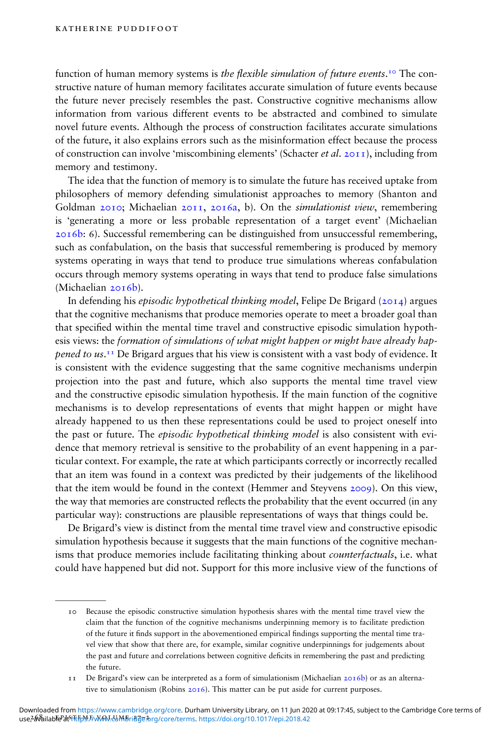function of human memory systems is *the flexible simulation of future events*.[10] The constructive nature of human memory facilitates accurate simulation of future events because the future never precisely resembles the past. Constructive cognitive mechanisms allow information from various different events to be abstracted and combined to simulate novel future events. Although the process of construction facilitates accurate simulations of the future, it also explains errors such as the misinformation effect because the process of construction can involve 'miscombining elements' (Schacter *et al.* 2011), including from memory and testimony.

The idea that the function of memory is to simulate the future has received uptake from philosophers of memory defending simulationist approaches to memory (Shanton and Goldman 2010; Michaelian 2011, 2016a, b). On the *simulationist view*, remembering is 'generating a more or less probable representation of a target event' (Michaelian 2016b: 6). Successful remembering can be distinguished from unsuccessful remembering, such as confabulation, on the basis that successful remembering is produced by memory systems operating in ways that tend to produce true simulations whereas confabulation occurs through memory systems operating in ways that tend to produce false simulations (Michaelian 2016b).

In defending his *episodic hypothetical thinking model*, Felipe De Brigard (2014) argues that the cognitive mechanisms that produce memories operate to meet a broader goal than that specified within the mental time travel and constructive episodic simulation hypothesis views: the *formation of simulations of what might happen or might have already happened to us*.[11] De Brigard argues that his view is consistent with a vast body of evidence. It is consistent with the evidence suggesting that the same cognitive mechanisms underpin projection into the past and future, which also supports the mental time travel view and the constructive episodic simulation hypothesis. If the main function of the cognitive mechanisms is to develop representations of events that might happen or might have already happened to us then these representations could be used to project oneself into the past or future. The *episodic hypothetical thinking model* is also consistent with evidence that memory retrieval is sensitive to the probability of an event happening in a particular context. For example, the rate at which participants correctly or incorrectly recalled that an item was found in a context was predicted by their judgements of the likelihood that the item would be found in the context (Hemmer and Steyvens 2009). On this view, the way that memories are constructed reflects the probability that the event occurred (in any particular way): constructions are plausible representations of ways that things could be.

De Brigard's view is distinct from the mental time travel view and constructive episodic simulation hypothesis because it suggests that the main functions of the cognitive mechanisms that produce memories include facilitating thinking about *counterfactuals*, i.e. what could have happened but did not. Support for this more inclusive view of the functions of

---

10 Because the episodic constructive simulation hypothesis shares with the mental time travel view the claim that the function of the cognitive mechanisms underpinning memory is to facilitate prediction of the future it finds support in the abovementioned empirical findings supporting the mental time travel view that show that there are, for example, similar cognitive underpinnings for judgements about the past and future and correlations between cognitive deficits in remembering the past and predicting the future.

11 De Brigard's view can be interpreted as a form of simulationism (Michaelian 2016b) or as an alternative to simulationism (Robins 2016). This matter can be put aside for current purposes.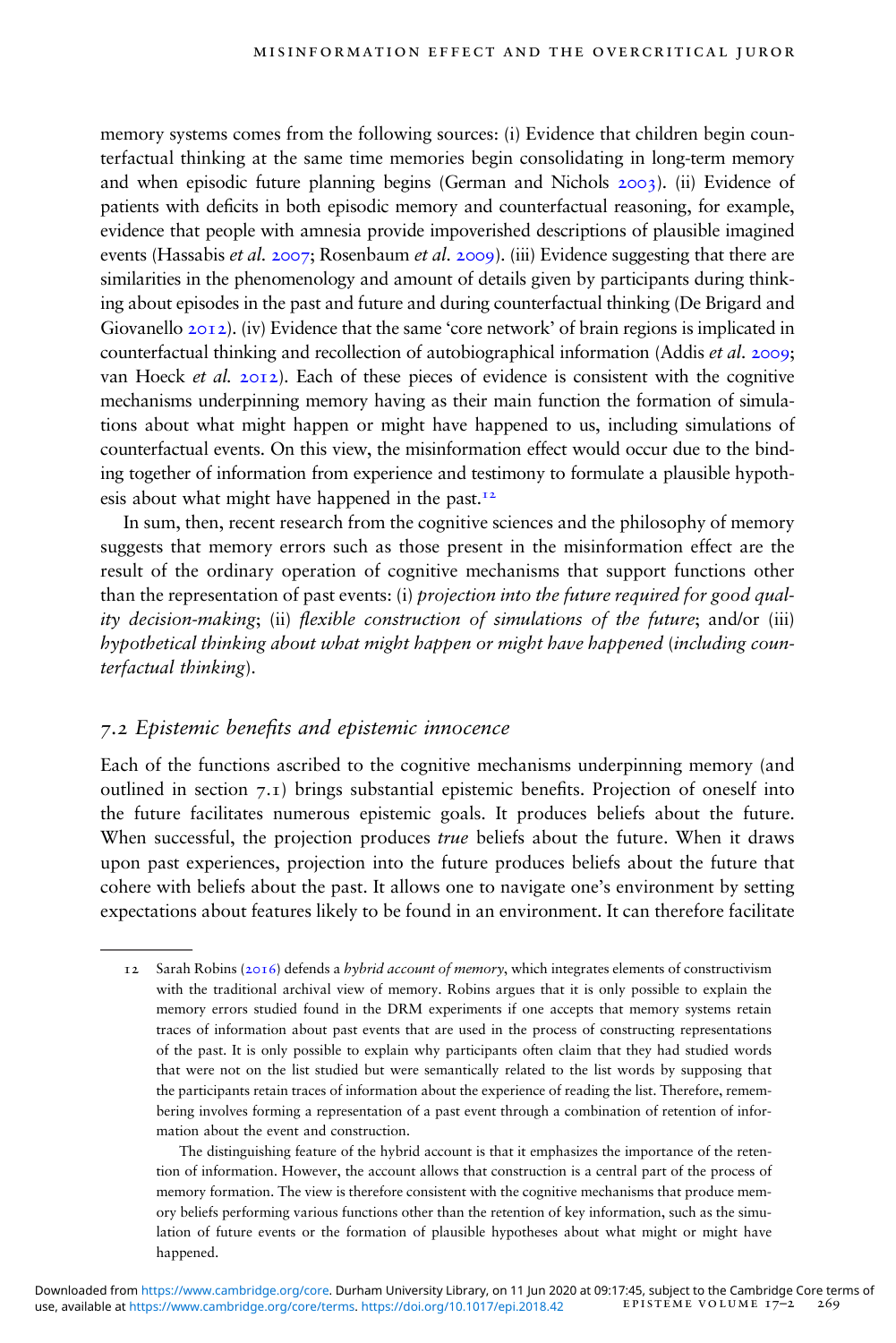memory systems comes from the following sources: (i) Evidence that children begin counterfactual thinking at the same time memories begin consolidating in long-term memory and when episodic future planning begins (German and Nichols 2003). (ii) Evidence of patients with deficits in both episodic memory and counterfactual reasoning, for example, evidence that people with amnesia provide impoverished descriptions of plausible imagined events (Hassabis *et al.* 2007; Rosenbaum *et al.* 2009). (iii) Evidence suggesting that there are similarities in the phenomenology and amount of details given by participants during thinking about episodes in the past and future and during counterfactual thinking (De Brigard and Giovanello 2012). (iv) Evidence that the same 'core network' of brain regions is implicated in counterfactual thinking and recollection of autobiographical information (Addis *et al.* 2009; van Hoeck *et al.* 2012). Each of these pieces of evidence is consistent with the cognitive mechanisms underpinning memory having as their main function the formation of simulations about what might happen or might have happened to us, including simulations of counterfactual events. On this view, the misinformation effect would occur due to the binding together of information from experience and testimony to formulate a plausible hypothesis about what might have happened in the past.[12]

In sum, then, recent research from the cognitive sciences and the philosophy of memory suggests that memory errors such as those present in the misinformation effect are the result of the ordinary operation of cognitive mechanisms that support functions other than the representation of past events: (i) *projection into the future required for good quality decision-making*; (ii) *flexible construction of simulations of the future*; and/or (iii) *hypothetical thinking about what might happen or might have happened* (*including counterfactual thinking*).

## 7.2 Epistemic benefits and epistemic innocence

Each of the functions ascribed to the cognitive mechanisms underpinning memory (and outlined in section 7.1) brings substantial epistemic benefits. Projection of oneself into the future facilitates numerous epistemic goals. It produces beliefs about the future. When successful, the projection produces *true* beliefs about the future. When it draws upon past experiences, projection into the future produces beliefs about the future that cohere with beliefs about the past. It allows one to navigate one's environment by setting expectations about features likely to be found in an environment. It can therefore facilitate

---

12 Sarah Robins (2016) defends a *hybrid account of memory*, which integrates elements of constructivism with the traditional archival view of memory. Robins argues that it is only possible to explain the memory errors studied found in the DRM experiments if one accepts that memory systems retain traces of information about past events that are used in the process of constructing representations of the past. It is only possible to explain why participants often claim that they had studied words that were not on the list studied but were semantically related to the list words by supposing that the participants retain traces of information about the experience of reading the list. Therefore, remembering involves forming a representation of a past event through a combination of retention of information about the event and construction.

The distinguishing feature of the hybrid account is that it emphasizes the importance of the retention of information. However, the account allows that construction is a central part of the process of memory formation. The view is therefore consistent with the cognitive mechanisms that produce memory beliefs performing various functions other than the retention of key information, such as the simulation of future events or the formation of plausible hypotheses about what might or might have happened.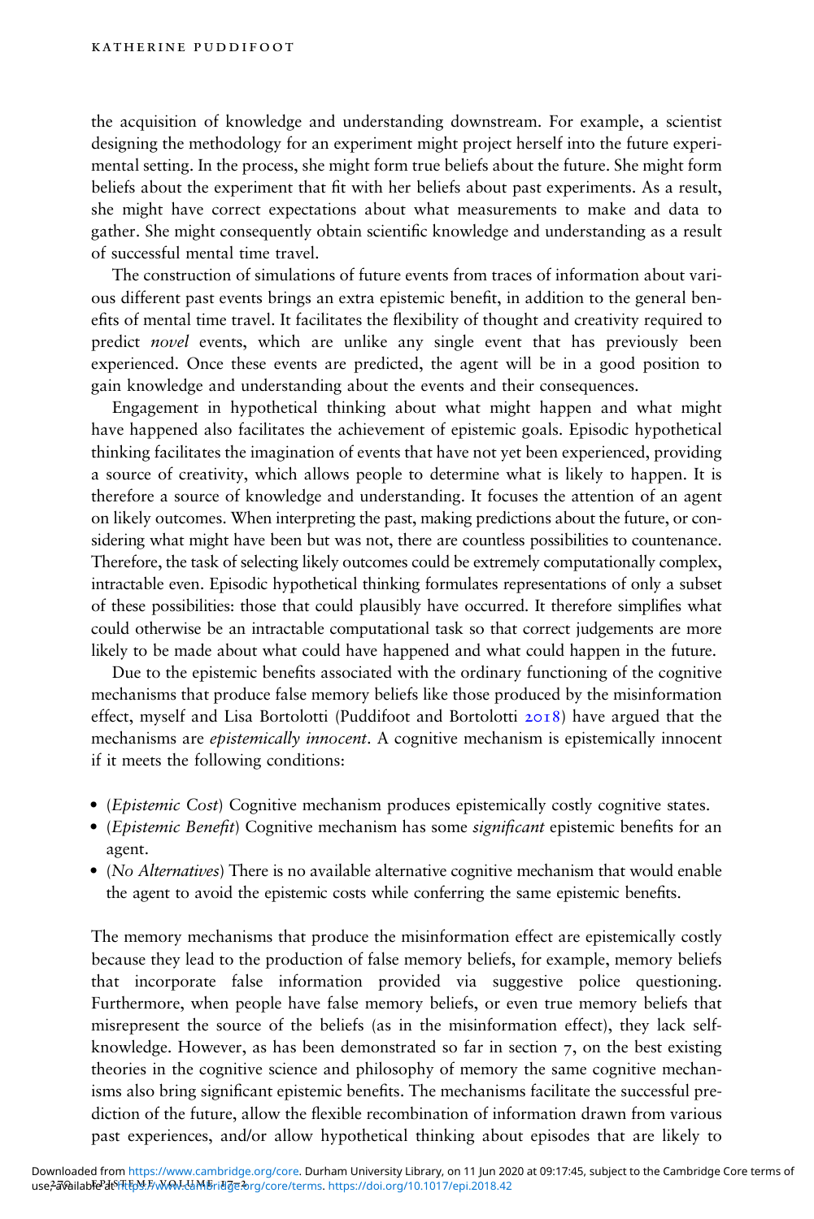the acquisition of knowledge and understanding downstream. For example, a scientist designing the methodology for an experiment might project herself into the future experimental setting. In the process, she might form true beliefs about the future. She might form beliefs about the experiment that fit with her beliefs about past experiments. As a result, she might have correct expectations about what measurements to make and data to gather. She might consequently obtain scientific knowledge and understanding as a result of successful mental time travel.

The construction of simulations of future events from traces of information about various different past events brings an extra epistemic benefit, in addition to the general benefits of mental time travel. It facilitates the flexibility of thought and creativity required to predict *novel* events, which are unlike any single event that has previously been experienced. Once these events are predicted, the agent will be in a good position to gain knowledge and understanding about the events and their consequences.

Engagement in hypothetical thinking about what might happen and what might have happened also facilitates the achievement of epistemic goals. Episodic hypothetical thinking facilitates the imagination of events that have not yet been experienced, providing a source of creativity, which allows people to determine what is likely to happen. It is therefore a source of knowledge and understanding. It focuses the attention of an agent on likely outcomes. When interpreting the past, making predictions about the future, or considering what might have been but was not, there are countless possibilities to countenance. Therefore, the task of selecting likely outcomes could be extremely computationally complex, intractable even. Episodic hypothetical thinking formulates representations of only a subset of these possibilities: those that could plausibly have occurred. It therefore simplifies what could otherwise be an intractable computational task so that correct judgements are more likely to be made about what could have happened and what could happen in the future.

Due to the epistemic benefits associated with the ordinary functioning of the cognitive mechanisms that produce false memory beliefs like those produced by the misinformation effect, myself and Lisa Bortolotti (Puddifoot and Bortolotti 2018) have argued that the mechanisms are *epistemically innocent*. A cognitive mechanism is epistemically innocent if it meets the following conditions:

- (*Epistemic Cost*) Cognitive mechanism produces epistemically costly cognitive states.
- (*Epistemic Benefit*) Cognitive mechanism has some *significant* epistemic benefits for an agent.
- (*No Alternatives*) There is no available alternative cognitive mechanism that would enable the agent to avoid the epistemic costs while conferring the same epistemic benefits.

The memory mechanisms that produce the misinformation effect are epistemically costly because they lead to the production of false memory beliefs, for example, memory beliefs that incorporate false information provided via suggestive police questioning. Furthermore, when people have false memory beliefs, or even true memory beliefs that misrepresent the source of the beliefs (as in the misinformation effect), they lack self-knowledge. However, as has been demonstrated so far in section 7, on the best existing theories in the cognitive science and philosophy of memory the same cognitive mechanisms also bring significant epistemic benefits. The mechanisms facilitate the successful prediction of the future, allow the flexible recombination of information drawn from various past experiences, and/or allow hypothetical thinking about episodes that are likely to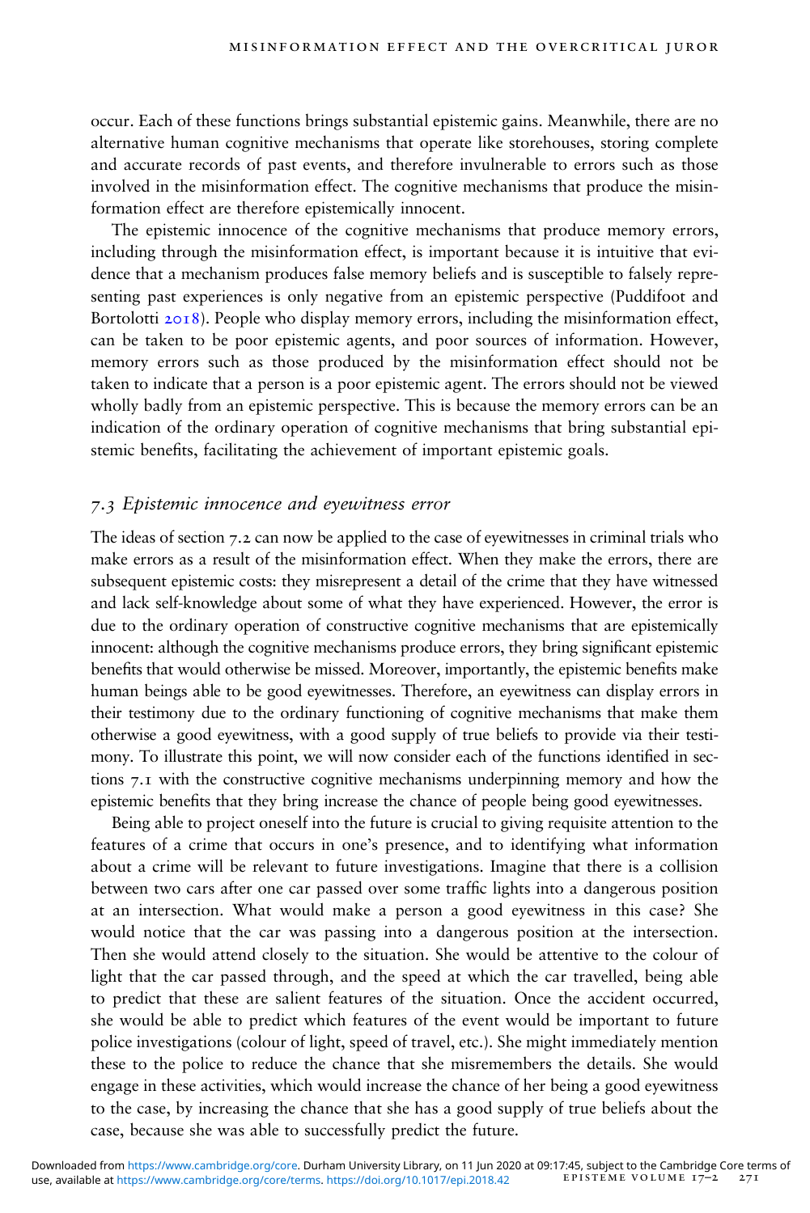occur. Each of these functions brings substantial epistemic gains. Meanwhile, there are no alternative human cognitive mechanisms that operate like storehouses, storing complete and accurate records of past events, and therefore invulnerable to errors such as those involved in the misinformation effect. The cognitive mechanisms that produce the misinformation effect are therefore epistemically innocent.

The epistemic innocence of the cognitive mechanisms that produce memory errors, including through the misinformation effect, is important because it is intuitive that evidence that a mechanism produces false memory beliefs and is susceptible to falsely representing past experiences is only negative from an epistemic perspective (Puddifoot and Bortolotti 2018). People who display memory errors, including the misinformation effect, can be taken to be poor epistemic agents, and poor sources of information. However, memory errors such as those produced by the misinformation effect should not be taken to indicate that a person is a poor epistemic agent. The errors should not be viewed wholly badly from an epistemic perspective. This is because the memory errors can be an indication of the ordinary operation of cognitive mechanisms that bring substantial epistemic benefits, facilitating the achievement of important epistemic goals.

## *7.3 Epistemic innocence and eyewitness error*

The ideas of section 7.2 can now be applied to the case of eyewitnesses in criminal trials who make errors as a result of the misinformation effect. When they make the errors, there are subsequent epistemic costs: they misrepresent a detail of the crime that they have witnessed and lack self-knowledge about some of what they have experienced. However, the error is due to the ordinary operation of constructive cognitive mechanisms that are epistemically innocent: although the cognitive mechanisms produce errors, they bring significant epistemic benefits that would otherwise be missed. Moreover, importantly, the epistemic benefits make human beings able to be good eyewitnesses. Therefore, an eyewitness can display errors in their testimony due to the ordinary functioning of cognitive mechanisms that make them otherwise a good eyewitness, with a good supply of true beliefs to provide via their testimony. To illustrate this point, we will now consider each of the functions identified in sections 7.1 with the constructive cognitive mechanisms underpinning memory and how the epistemic benefits that they bring increase the chance of people being good eyewitnesses.

Being able to project oneself into the future is crucial to giving requisite attention to the features of a crime that occurs in one's presence, and to identifying what information about a crime will be relevant to future investigations. Imagine that there is a collision between two cars after one car passed over some traffic lights into a dangerous position at an intersection. What would make a person a good eyewitness in this case? She would notice that the car was passing into a dangerous position at the intersection. Then she would attend closely to the situation. She would be attentive to the colour of light that the car passed through, and the speed at which the car travelled, being able to predict that these are salient features of the situation. Once the accident occurred, she would be able to predict which features of the event would be important to future police investigations (colour of light, speed of travel, etc.). She might immediately mention these to the police to reduce the chance that she misremembers the details. She would engage in these activities, which would increase the chance of her being a good eyewitness to the case, by increasing the chance that she has a good supply of true beliefs about the case, because she was able to successfully predict the future.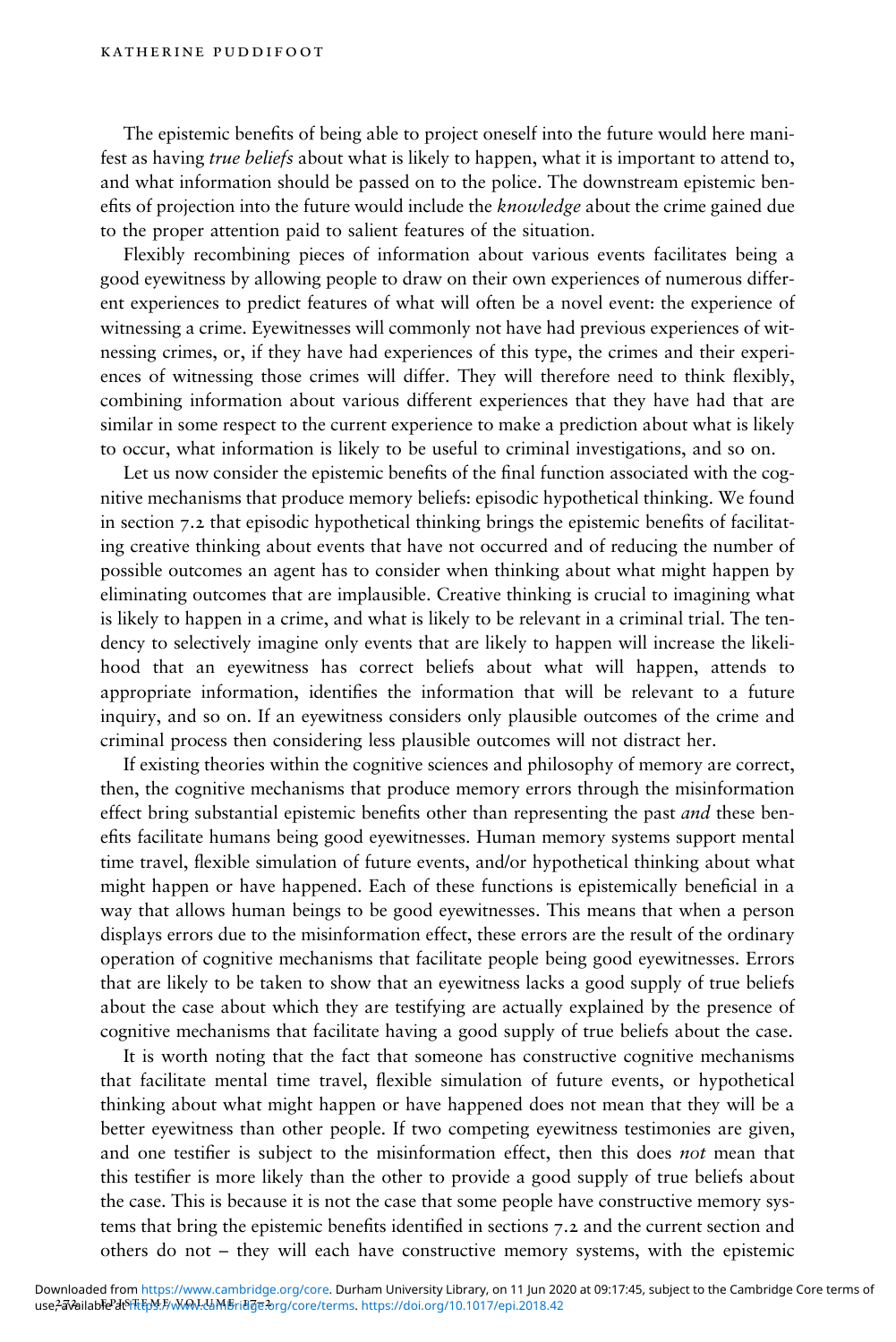The epistemic benefits of being able to project oneself into the future would here manifest as having *true beliefs* about what is likely to happen, what it is important to attend to, and what information should be passed on to the police. The downstream epistemic benefits of projection into the future would include the *knowledge* about the crime gained due to the proper attention paid to salient features of the situation.

Flexibly recombining pieces of information about various events facilitates being a good eyewitness by allowing people to draw on their own experiences of numerous different experiences to predict features of what will often be a novel event: the experience of witnessing a crime. Eyewitnesses will commonly not have had previous experiences of witnessing crimes, or, if they have had experiences of this type, the crimes and their experiences of witnessing those crimes will differ. They will therefore need to think flexibly, combining information about various different experiences that they have had that are similar in some respect to the current experience to make a prediction about what is likely to occur, what information is likely to be useful to criminal investigations, and so on.

Let us now consider the epistemic benefits of the final function associated with the cognitive mechanisms that produce memory beliefs: episodic hypothetical thinking. We found in section 7.2 that episodic hypothetical thinking brings the epistemic benefits of facilitating creative thinking about events that have not occurred and of reducing the number of possible outcomes an agent has to consider when thinking about what might happen by eliminating outcomes that are implausible. Creative thinking is crucial to imagining what is likely to happen in a crime, and what is likely to be relevant in a criminal trial. The tendency to selectively imagine only events that are likely to happen will increase the likelihood that an eyewitness has correct beliefs about what will happen, attends to appropriate information, identifies the information that will be relevant to a future inquiry, and so on. If an eyewitness considers only plausible outcomes of the crime and criminal process then considering less plausible outcomes will not distract her.

If existing theories within the cognitive sciences and philosophy of memory are correct, then, the cognitive mechanisms that produce memory errors through the misinformation effect bring substantial epistemic benefits other than representing the past *and* these benefits facilitate humans being good eyewitnesses. Human memory systems support mental time travel, flexible simulation of future events, and/or hypothetical thinking about what might happen or have happened. Each of these functions is epistemically beneficial in a way that allows human beings to be good eyewitnesses. This means that when a person displays errors due to the misinformation effect, these errors are the result of the ordinary operation of cognitive mechanisms that facilitate people being good eyewitnesses. Errors that are likely to be taken to show that an eyewitness lacks a good supply of true beliefs about the case about which they are testifying are actually explained by the presence of cognitive mechanisms that facilitate having a good supply of true beliefs about the case.

It is worth noting that the fact that someone has constructive cognitive mechanisms that facilitate mental time travel, flexible simulation of future events, or hypothetical thinking about what might happen or have happened does not mean that they will be a better eyewitness than other people. If two competing eyewitness testimonies are given, and one testifier is subject to the misinformation effect, then this does *not* mean that this testifier is more likely than the other to provide a good supply of true beliefs about the case. This is because it is not the case that some people have constructive memory systems that bring the epistemic benefits identified in sections 7.2 and the current section and others do not – they will each have constructive memory systems, with the epistemic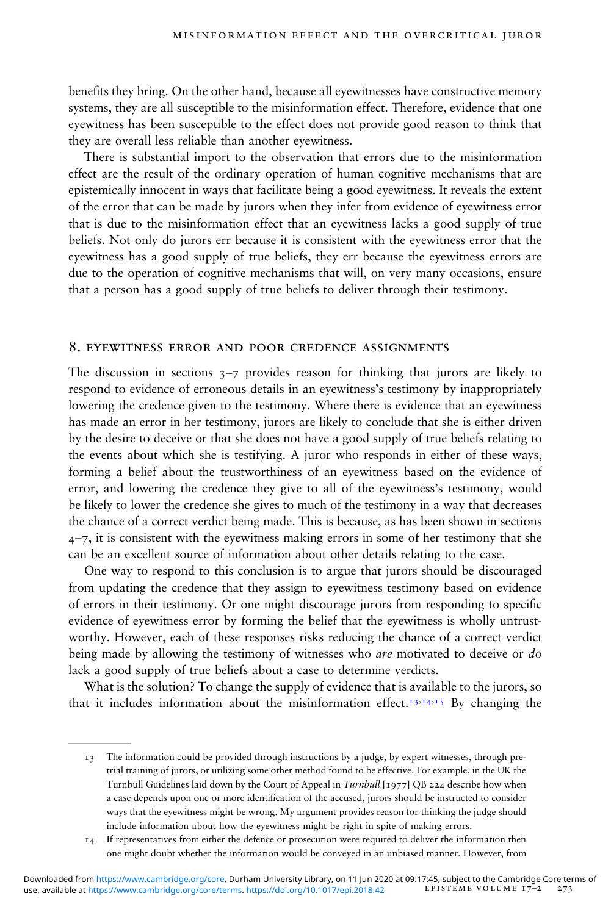benefits they bring. On the other hand, because all eyewitnesses have constructive memory systems, they are all susceptible to the misinformation effect. Therefore, evidence that one eyewitness has been susceptible to the effect does not provide good reason to think that they are overall less reliable than another eyewitness.

There is substantial import to the observation that errors due to the misinformation effect are the result of the ordinary operation of human cognitive mechanisms that are epistemically innocent in ways that facilitate being a good eyewitness. It reveals the extent of the error that can be made by jurors when they infer from evidence of eyewitness error that is due to the misinformation effect that an eyewitness lacks a good supply of true beliefs. Not only do jurors err because it is consistent with the eyewitness error that the eyewitness has a good supply of true beliefs, they err because the eyewitness errors are due to the operation of cognitive mechanisms that will, on very many occasions, ensure that a person has a good supply of true beliefs to deliver through their testimony.

## 8. EYEWITNESS ERROR AND POOR CREDENCE ASSIGNMENTS

The discussion in sections 3–7 provides reason for thinking that jurors are likely to respond to evidence of erroneous details in an eyewitness's testimony by inappropriately lowering the credence given to the testimony. Where there is evidence that an eyewitness has made an error in her testimony, jurors are likely to conclude that she is either driven by the desire to deceive or that she does not have a good supply of true beliefs relating to the events about which she is testifying. A juror who responds in either of these ways, forming a belief about the trustworthiness of an eyewitness based on the evidence of error, and lowering the credence they give to all of the eyewitness's testimony, would be likely to lower the credence she gives to much of the testimony in a way that decreases the chance of a correct verdict being made. This is because, as has been shown in sections 4–7, it is consistent with the eyewitness making errors in some of her testimony that she can be an excellent source of information about other details relating to the case.

One way to respond to this conclusion is to argue that jurors should be discouraged from updating the credence that they assign to eyewitness testimony based on evidence of errors in their testimony. Or one might discourage jurors from responding to specific evidence of eyewitness error by forming the belief that the eyewitness is wholly untrustworthy. However, each of these responses risks reducing the chance of a correct verdict being made by allowing the testimony of witnesses who *are* motivated to deceive or *do* lack a good supply of true beliefs about a case to determine verdicts.

What is the solution? To change the supply of evidence that is available to the jurors, so that it includes information about the misinformation effect.[13,14,15] By changing the

---

13 The information could be provided through instructions by a judge, by expert witnesses, through pre-trial training of jurors, or utilizing some other method found to be effective. For example, in the UK the Turnbull Guidelines laid down by the Court of Appeal in *Turnbull* [1977] QB 224 describe how when a case depends upon one or more identification of the accused, jurors should be instructed to consider ways that the eyewitness might be wrong. My argument provides reason for thinking the judge should include information about how the eyewitness might be right in spite of making errors.

14 If representatives from either the defence or prosecution were required to deliver the information then one might doubt whether the information would be conveyed in an unbiased manner. However, from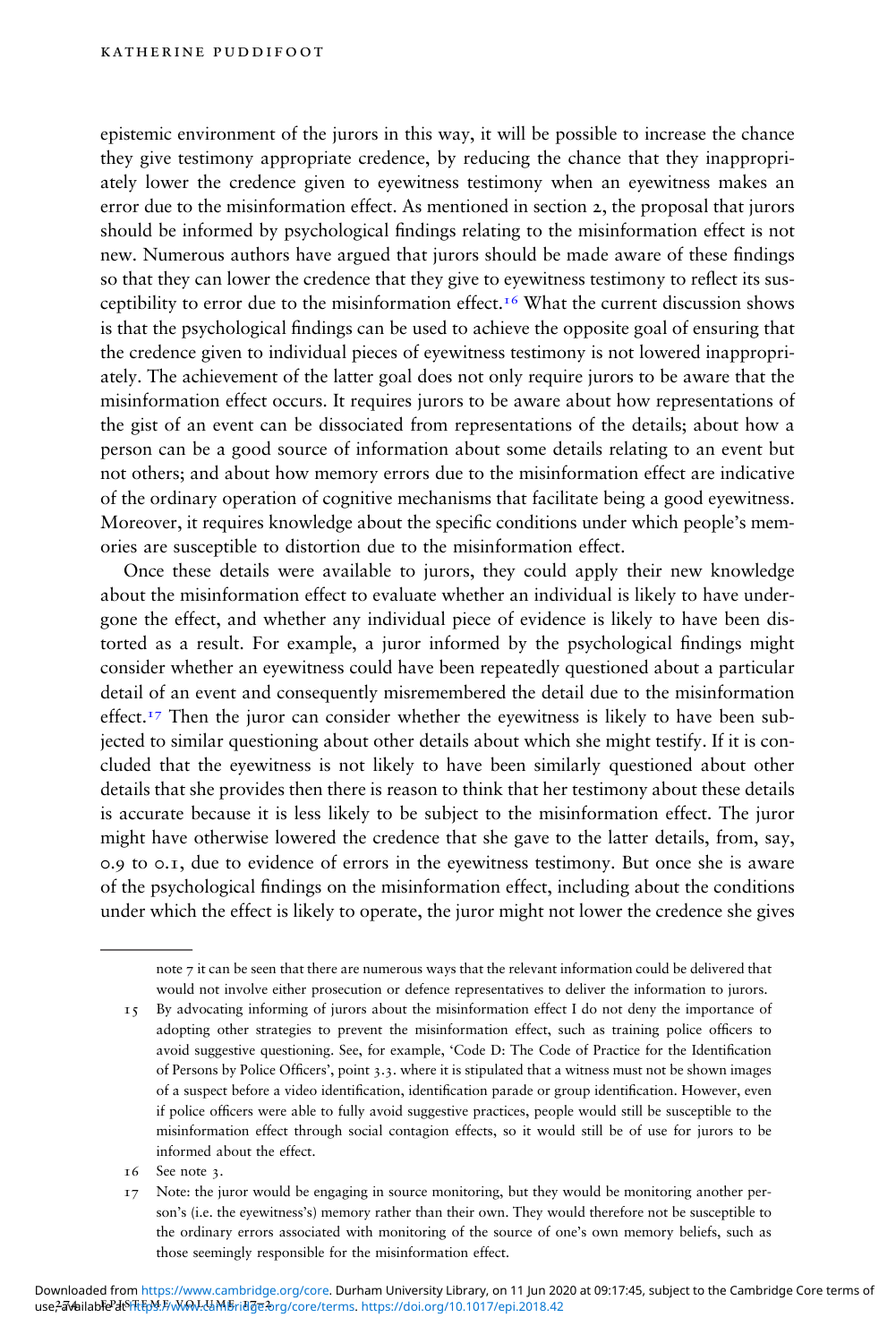epistemic environment of the jurors in this way, it will be possible to increase the chance they give testimony appropriate credence, by reducing the chance that they inappropriately lower the credence given to eyewitness testimony when an eyewitness makes an error due to the misinformation effect. As mentioned in section 2, the proposal that jurors should be informed by psychological findings relating to the misinformation effect is not new. Numerous authors have argued that jurors should be made aware of these findings so that they can lower the credence that they give to eyewitness testimony to reflect its susceptibility to error due to the misinformation effect.[16] What the current discussion shows is that the psychological findings can be used to achieve the opposite goal of ensuring that the credence given to individual pieces of eyewitness testimony is not lowered inappropriately. The achievement of the latter goal does not only require jurors to be aware that the misinformation effect occurs. It requires jurors to be aware about how representations of the gist of an event can be dissociated from representations of the details; about how a person can be a good source of information about some details relating to an event but not others; and about how memory errors due to the misinformation effect are indicative of the ordinary operation of cognitive mechanisms that facilitate being a good eyewitness. Moreover, it requires knowledge about the specific conditions under which people's memories are susceptible to distortion due to the misinformation effect.

Once these details were available to jurors, they could apply their new knowledge about the misinformation effect to evaluate whether an individual is likely to have undergone the effect, and whether any individual piece of evidence is likely to have been distorted as a result. For example, a juror informed by the psychological findings might consider whether an eyewitness could have been repeatedly questioned about a particular detail of an event and consequently misremembered the detail due to the misinformation effect.[17] Then the juror can consider whether the eyewitness is likely to have been subjected to similar questioning about other details about which she might testify. If it is concluded that the eyewitness is not likely to have been similarly questioned about other details that she provides then there is reason to think that her testimony about these details is accurate because it is less likely to be subject to the misinformation effect. The juror might have otherwise lowered the credence that she gave to the latter details, from, say, 0.9 to 0.1, due to evidence of errors in the eyewitness testimony. But once she is aware of the psychological findings on the misinformation effect, including about the conditions under which the effect is likely to operate, the juror might not lower the credence she gives

---

note 7 it can be seen that there are numerous ways that the relevant information could be delivered that would not involve either prosecution or defence representatives to deliver the information to jurors.

15 By advocating informing of jurors about the misinformation effect I do not deny the importance of adopting other strategies to prevent the misinformation effect, such as training police officers to avoid suggestive questioning. See, for example, 'Code D: The Code of Practice for the Identification of Persons by Police Officers', point 3.3. where it is stipulated that a witness must not be shown images of a suspect before a video identification, identification parade or group identification. However, even if police officers were able to fully avoid suggestive practices, people would still be susceptible to the misinformation effect through social contagion effects, so it would still be of use for jurors to be informed about the effect.

16 See note 3.

17 Note: the juror would be engaging in source monitoring, but they would be monitoring another person's (i.e. the eyewitness's) memory rather than their own. They would therefore not be susceptible to the ordinary errors associated with monitoring of the source of one's own memory beliefs, such as those seemingly responsible for the misinformation effect.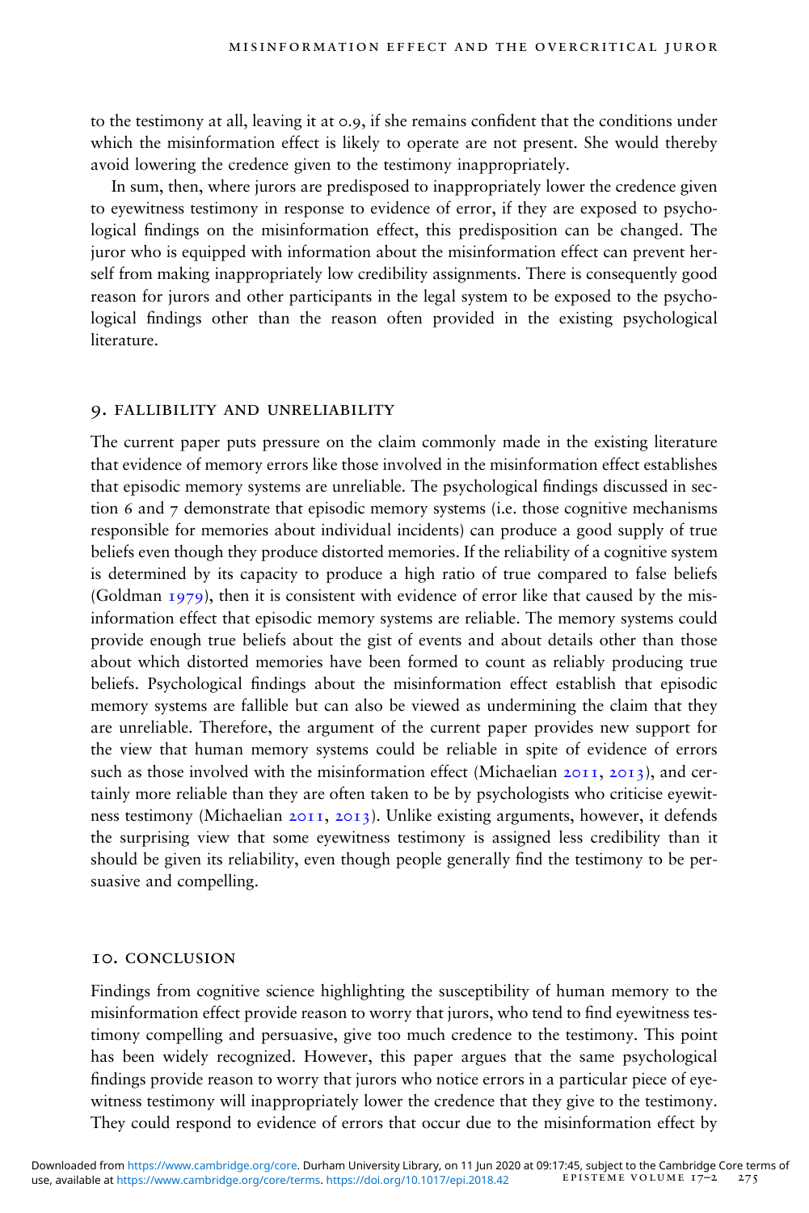to the testimony at all, leaving it at 0.9, if she remains confident that the conditions under which the misinformation effect is likely to operate are not present. She would thereby avoid lowering the credence given to the testimony inappropriately.

In sum, then, where jurors are predisposed to inappropriately lower the credence given to eyewitness testimony in response to evidence of error, if they are exposed to psychological findings on the misinformation effect, this predisposition can be changed. The juror who is equipped with information about the misinformation effect can prevent herself from making inappropriately low credibility assignments. There is consequently good reason for jurors and other participants in the legal system to be exposed to the psychological findings other than the reason often provided in the existing psychological literature.

## 9. FALLIBILITY AND UNRELIABILITY

The current paper puts pressure on the claim commonly made in the existing literature that evidence of memory errors like those involved in the misinformation effect establishes that episodic memory systems are unreliable. The psychological findings discussed in section 6 and 7 demonstrate that episodic memory systems (i.e. those cognitive mechanisms responsible for memories about individual incidents) can produce a good supply of true beliefs even though they produce distorted memories. If the reliability of a cognitive system is determined by its capacity to produce a high ratio of true compared to false beliefs (Goldman 1979), then it is consistent with evidence of error like that caused by the misinformation effect that episodic memory systems are reliable. The memory systems could provide enough true beliefs about the gist of events and about details other than those about which distorted memories have been formed to count as reliably producing true beliefs. Psychological findings about the misinformation effect establish that episodic memory systems are fallible but can also be viewed as undermining the claim that they are unreliable. Therefore, the argument of the current paper provides new support for the view that human memory systems could be reliable in spite of evidence of errors such as those involved with the misinformation effect (Michaelian 2011, 2013), and certainly more reliable than they are often taken to be by psychologists who criticise eyewitness testimony (Michaelian 2011, 2013). Unlike existing arguments, however, it defends the surprising view that some eyewitness testimony is assigned less credibility than it should be given its reliability, even though people generally find the testimony to be persuasive and compelling.

## 10. CONCLUSION

Findings from cognitive science highlighting the susceptibility of human memory to the misinformation effect provide reason to worry that jurors, who tend to find eyewitness testimony compelling and persuasive, give too much credence to the testimony. This point has been widely recognized. However, this paper argues that the same psychological findings provide reason to worry that jurors who notice errors in a particular piece of eyewitness testimony will inappropriately lower the credence that they give to the testimony. They could respond to evidence of errors that occur due to the misinformation effect by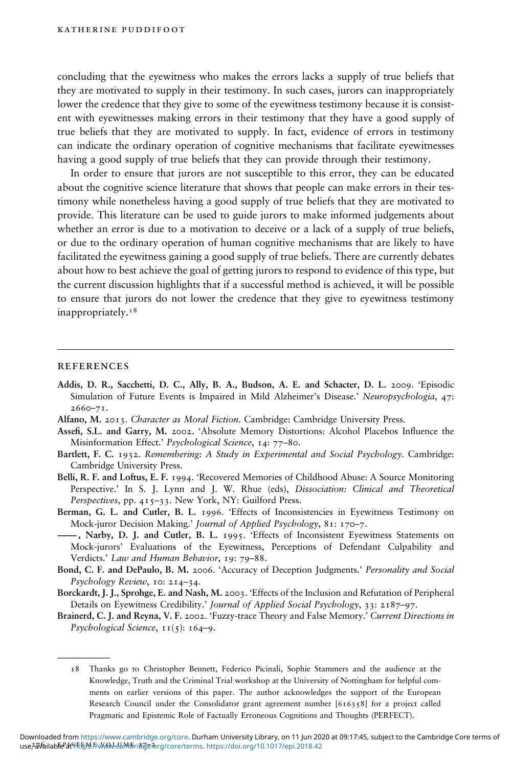concluding that the eyewitness who makes the errors lacks a supply of true beliefs that they are motivated to supply in their testimony. In such cases, jurors can inappropriately lower the credence that they give to some of the eyewitness testimony because it is consistent with eyewitnesses making errors in their testimony that they have a good supply of true beliefs that they are motivated to supply. In fact, evidence of errors in testimony can indicate the ordinary operation of cognitive mechanisms that facilitate eyewitnesses having a good supply of true beliefs that they can provide through their testimony.

In order to ensure that jurors are not susceptible to this error, they can be educated about the cognitive science literature that shows that people can make errors in their testimony while nonetheless having a good supply of true beliefs that they are motivated to provide. This literature can be used to guide jurors to make informed judgements about whether an error is due to a motivation to deceive or a lack of a supply of true beliefs, or due to the ordinary operation of human cognitive mechanisms that are likely to have facilitated the eyewitness gaining a good supply of true beliefs. There are currently debates about how to best achieve the goal of getting jurors to respond to evidence of this type, but the current discussion highlights that if a successful method is achieved, it will be possible to ensure that jurors do not lower the credence that they give to eyewitness testimony inappropriately.[18]

## REFERENCES

**Addis, D. R., Sacchetti, D. C., Ally, B. A., Budson, A. E. and Schacter, D. L.** 2009. 'Episodic Simulation of Future Events is Impaired in Mild Alzheimer's Disease.' *Neuropsychologia*, 47: 2660–71.

**Alfano, M.** 2013. *Character as Moral Fiction*. Cambridge: Cambridge University Press.

**Assefi, S.L. and Garry, M.** 2002. 'Absolute Memory Distortions: Alcohol Placebos Influence the Misinformation Effect.' *Psychological Science*, 14: 77–80.

**Bartlett, F. C.** 1932. *Remembering: A Study in Experimental and Social Psychology*. Cambridge: Cambridge University Press.

**Belli, R. F. and Loftus, E. F.** 1994. 'Recovered Memories of Childhood Abuse: A Source Monitoring Perspective.' In S. J. Lynn and J. W. Rhue (eds), *Dissociation: Clinical and Theoretical Perspectives*, pp. 415–33. New York, NY: Guilford Press.

**Berman, G. L. and Cutler, B. L.** 1996. 'Effects of Inconsistencies in Eyewitness Testimony on Mock-juror Decision Making.' *Journal of Applied Psychology*, 81: 170–7.

**——, Narby, D. J. and Cutler, B. L.** 1995. 'Effects of Inconsistent Eyewitness Statements on Mock-jurors' Evaluations of the Eyewitness, Perceptions of Defendant Culpability and Verdicts.' *Law and Human Behavior*, 19: 79–88.

**Bond, C. F. and DePaulo, B. M.** 2006. 'Accuracy of Deception Judgments.' *Personality and Social Psychology Review*, 10: 214–34.

**Borckardt, J. J., Sprohge, E. and Nash, M.** 2003. 'Effects of the Inclusion and Refutation of Peripheral Details on Eyewitness Credibility.' *Journal of Applied Social Psychology*, 33: 2187–97.

**Brainerd, C. J. and Reyna, V. F.** 2002. 'Fuzzy-trace Theory and False Memory.' *Current Directions in Psychological Science*, 11(5): 164–9.

18 Thanks go to Christopher Bennett, Federico Picinali, Sophie Stammers and the audience at the Knowledge, Truth and the Criminal Trial workshop at the University of Nottingham for helpful comments on earlier versions of this paper. The author acknowledges the support of the European Research Council under the Consolidator grant agreement number [616358] for a project called Pragmatic and Epistemic Role of Factually Erroneous Cognitions and Thoughts (PERFECT).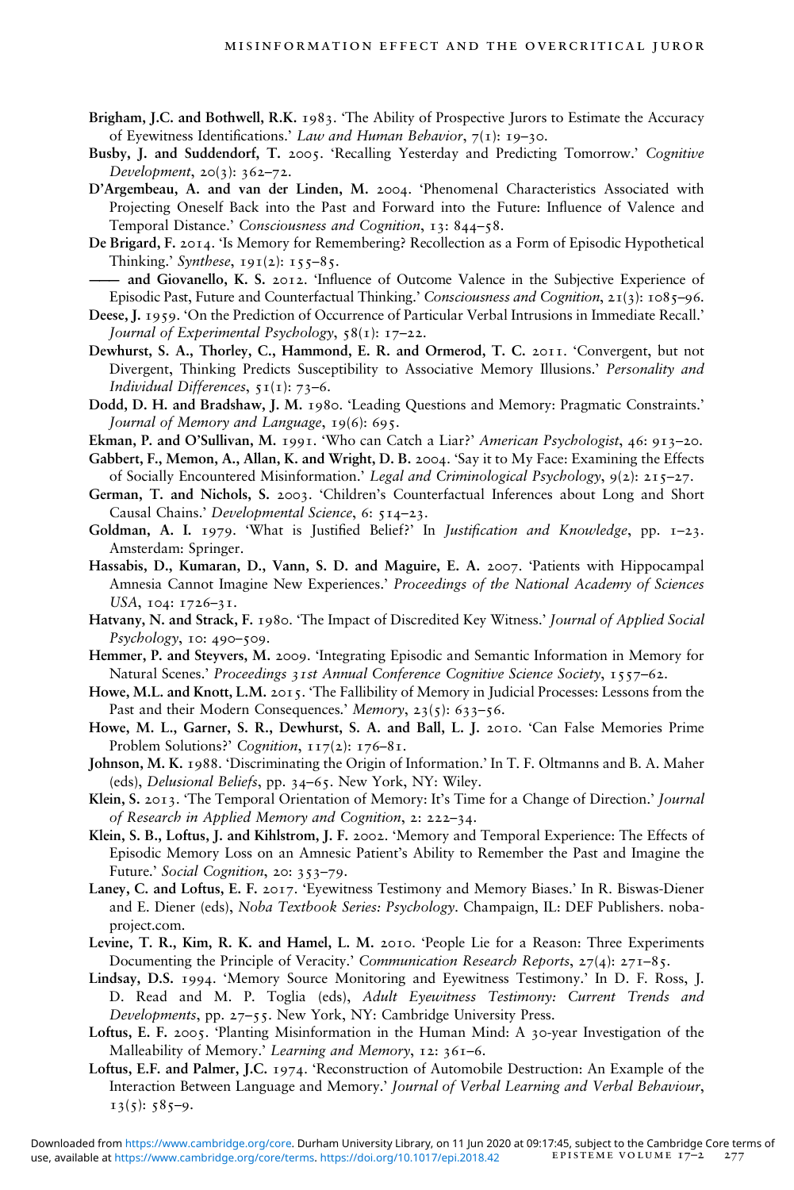**Brigham, J.C. and Bothwell, R.K.** 1983. 'The Ability of Prospective Jurors to Estimate the Accuracy of Eyewitness Identifications.' *Law and Human Behavior*, 7(1): 19–30.

**Busby, J. and Suddendorf, T.** 2005. 'Recalling Yesterday and Predicting Tomorrow.' *Cognitive Development*, 20(3): 362–72.

**D'Argembeau, A. and van der Linden, M.** 2004. 'Phenomenal Characteristics Associated with Projecting Oneself Back into the Past and Forward into the Future: Influence of Valence and Temporal Distance.' *Consciousness and Cognition*, 13: 844–58.

**De Brigard, F.** 2014. 'Is Memory for Remembering? Recollection as a Form of Episodic Hypothetical Thinking.' *Synthese*, 191(2): 155–85.

**—— and Giovanello, K. S.** 2012. 'Influence of Outcome Valence in the Subjective Experience of Episodic Past, Future and Counterfactual Thinking.' *Consciousness and Cognition*, 21(3): 1085–96.

**Deese, J.** 1959. 'On the Prediction of Occurrence of Particular Verbal Intrusions in Immediate Recall.' *Journal of Experimental Psychology*, 58(1): 17–22.

**Dewhurst, S. A., Thorley, C., Hammond, E. R. and Ormerod, T. C.** 2011. 'Convergent, but not Divergent, Thinking Predicts Susceptibility to Associative Memory Illusions.' *Personality and Individual Differences*, 51(1): 73–6.

**Dodd, D. H. and Bradshaw, J. M.** 1980. 'Leading Questions and Memory: Pragmatic Constraints.' *Journal of Memory and Language*, 19(6): 695.

**Ekman, P. and O'Sullivan, M.** 1991. 'Who can Catch a Liar?' *American Psychologist*, 46: 913–20.

**Gabbert, F., Memon, A., Allan, K. and Wright, D. B.** 2004. 'Say it to My Face: Examining the Effects of Socially Encountered Misinformation.' *Legal and Criminological Psychology*, 9(2): 215–27.

**German, T. and Nichols, S.** 2003. 'Children's Counterfactual Inferences about Long and Short Causal Chains.' *Developmental Science*, 6: 514–23.

**Goldman, A. I.** 1979. 'What is Justified Belief?' In *Justification and Knowledge*, pp. 1–23. Amsterdam: Springer.

**Hassabis, D., Kumaran, D., Vann, S. D. and Maguire, E. A.** 2007. 'Patients with Hippocampal Amnesia Cannot Imagine New Experiences.' *Proceedings of the National Academy of Sciences USA*, 104: 1726–31.

**Hatvany, N. and Strack, F.** 1980. 'The Impact of Discredited Key Witness.' *Journal of Applied Social Psychology*, 10: 490–509.

**Hemmer, P. and Steyvers, M.** 2009. 'Integrating Episodic and Semantic Information in Memory for Natural Scenes.' *Proceedings 31st Annual Conference Cognitive Science Society*, 1557–62.

**Howe, M.L. and Knott, L.M.** 2015. 'The Fallibility of Memory in Judicial Processes: Lessons from the Past and their Modern Consequences.' *Memory*, 23(5): 633–56.

**Howe, M. L., Garner, S. R., Dewhurst, S. A. and Ball, L. J.** 2010. 'Can False Memories Prime Problem Solutions?' *Cognition*, 117(2): 176–81.

**Johnson, M. K.** 1988. 'Discriminating the Origin of Information.' In T. F. Oltmanns and B. A. Maher (eds), *Delusional Beliefs*, pp. 34–65. New York, NY: Wiley.

**Klein, S.** 2013. 'The Temporal Orientation of Memory: It's Time for a Change of Direction.' *Journal of Research in Applied Memory and Cognition*, 2: 222–34.

**Klein, S. B., Loftus, J. and Kihlstrom, J. F.** 2002. 'Memory and Temporal Experience: The Effects of Episodic Memory Loss on an Amnesic Patient's Ability to Remember the Past and Imagine the Future.' *Social Cognition*, 20: 353–79.

**Laney, C. and Loftus, E. F.** 2017. 'Eyewitness Testimony and Memory Biases.' In R. Biswas-Diener and E. Diener (eds), *Noba Textbook Series: Psychology*. Champaign, IL: DEF Publishers. nobaproject.com.

**Levine, T. R., Kim, R. K. and Hamel, L. M.** 2010. 'People Lie for a Reason: Three Experiments Documenting the Principle of Veracity.' *Communication Research Reports*, 27(4): 271–85.

**Lindsay, D.S.** 1994. 'Memory Source Monitoring and Eyewitness Testimony.' In D. F. Ross, J. D. Read and M. P. Toglia (eds), *Adult Eyewitness Testimony: Current Trends and Developments*, pp. 27–55. New York, NY: Cambridge University Press.

**Loftus, E. F.** 2005. 'Planting Misinformation in the Human Mind: A 30-year Investigation of the Malleability of Memory.' *Learning and Memory*, 12: 361–6.

**Loftus, E.F. and Palmer, J.C.** 1974. 'Reconstruction of Automobile Destruction: An Example of the Interaction Between Language and Memory.' *Journal of Verbal Learning and Verbal Behaviour*, 13(5): 585–9.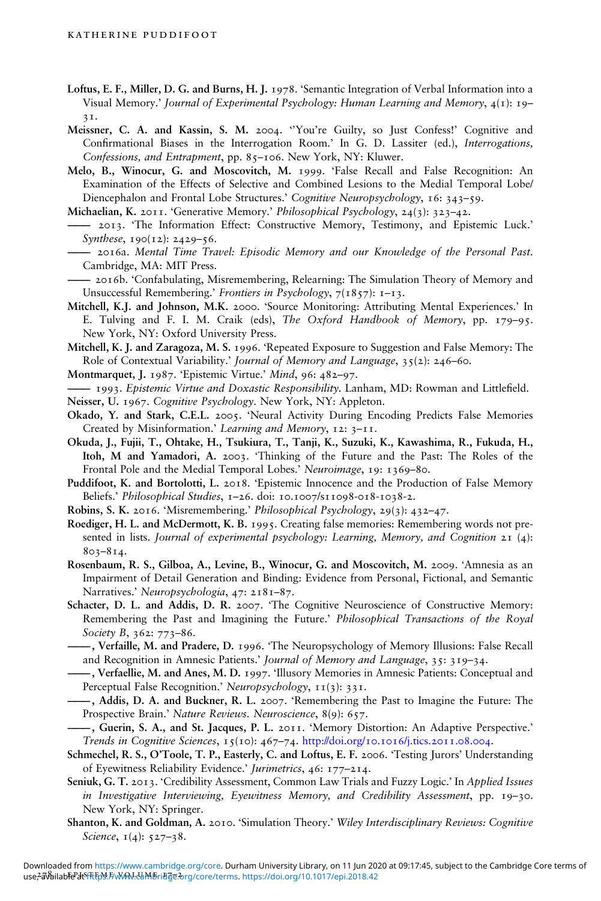**Loftus, E. F., Miller, D. G. and Burns, H. J.** 1978. 'Semantic Integration of Verbal Information into a Visual Memory.' *Journal of Experimental Psychology: Human Learning and Memory*, 4(1): 19–31.

**Meissner, C. A. and Kassin, S. M.** 2004. ''You're Guilty, so Just Confess!' Cognitive and Confirmational Biases in the Interrogation Room.' In G. D. Lassiter (ed.), *Interrogations, Confessions, and Entrapment*, pp. 85–106. New York, NY: Kluwer.

**Melo, B., Winocur, G. and Moscovitch, M.** 1999. 'False Recall and False Recognition: An Examination of the Effects of Selective and Combined Lesions to the Medial Temporal Lobe/Diencephalon and Frontal Lobe Structures.' *Cognitive Neuropsychology*, 16: 343–59.

**Michaelian, K.** 2011. 'Generative Memory.' *Philosophical Psychology*, 24(3): 323–42.

—— 2013. 'The Information Effect: Constructive Memory, Testimony, and Epistemic Luck.' *Synthese*, 190(12): 2429–56.

—— 2016a. *Mental Time Travel: Episodic Memory and our Knowledge of the Personal Past*. Cambridge, MA: MIT Press.

—— 2016b. 'Confabulating, Misremembering, Relearning: The Simulation Theory of Memory and Unsuccessful Remembering.' *Frontiers in Psychology*, 7(1857): 1–13.

**Mitchell, K.J. and Johnson, M.K.** 2000. 'Source Monitoring: Attributing Mental Experiences.' In E. Tulving and F. I. M. Craik (eds), *The Oxford Handbook of Memory*, pp. 179–95. New York, NY: Oxford University Press.

**Mitchell, K. J. and Zaragoza, M. S.** 1996. 'Repeated Exposure to Suggestion and False Memory: The Role of Contextual Variability.' *Journal of Memory and Language*, 35(2): 246–60.

**Montmarquet, J.** 1987. 'Epistemic Virtue.' *Mind*, 96: 482–97.

—— 1993. *Epistemic Virtue and Doxastic Responsibility*. Lanham, MD: Rowman and Littlefield.

**Neisser, U.** 1967. *Cognitive Psychology*. New York, NY: Appleton.

**Okado, Y. and Stark, C.E.L.** 2005. 'Neural Activity During Encoding Predicts False Memories Created by Misinformation.' *Learning and Memory*, 12: 3–11.

**Okuda, J., Fujii, T., Ohtake, H., Tsukiura, T., Tanji, K., Suzuki, K., Kawashima, R., Fukuda, H., Itoh, M and Yamadori, A.** 2003. 'Thinking of the Future and the Past: The Roles of the Frontal Pole and the Medial Temporal Lobes.' *Neuroimage*, 19: 1369–80.

**Puddifoot, K. and Bortolotti, L.** 2018. 'Epistemic Innocence and the Production of False Memory Beliefs.' *Philosophical Studies*, 1–26. doi: 10.1007/s11098-018-1038-2.

**Robins, S. K.** 2016. 'Misremembering.' *Philosophical Psychology*, 29(3): 432–47.

**Roediger, H. L. and McDermott, K. B.** 1995. Creating false memories: Remembering words not presented in lists. *Journal of experimental psychology: Learning, Memory, and Cognition* 21 (4): 803–814.

**Rosenbaum, R. S., Gilboa, A., Levine, B., Winocur, G. and Moscovitch, M.** 2009. 'Amnesia as an Impairment of Detail Generation and Binding: Evidence from Personal, Fictional, and Semantic Narratives.' *Neuropsychologia*, 47: 2181–87.

**Schacter, D. L. and Addis, D. R.** 2007. 'The Cognitive Neuroscience of Constructive Memory: Remembering the Past and Imagining the Future.' *Philosophical Transactions of the Royal Society B*, 362: 773–86.

——, **Verfaille, M. and Pradere, D.** 1996. 'The Neuropsychology of Memory Illusions: False Recall and Recognition in Amnesic Patients.' *Journal of Memory and Language*, 35: 319–34.

——, **Verfaellie, M. and Anes, M. D.** 1997. 'Illusory Memories in Amnesic Patients: Conceptual and Perceptual False Recognition.' *Neuropsychology*, 11(3): 331.

——, **Addis, D. A. and Buckner, R. L.** 2007. 'Remembering the Past to Imagine the Future: The Prospective Brain.' *Nature Reviews. Neuroscience*, 8(9): 657.

——, **Guerin, S. A., and St. Jacques, P. L.** 2011. 'Memory Distortion: An Adaptive Perspective.' *Trends in Cognitive Sciences*, 15(10): 467–74. http://doi.org/10.1016/j.tics.2011.08.004.

**Schmechel, R. S., O'Toole, T. P., Easterly, C. and Loftus, E. F.** 2006. 'Testing Jurors' Understanding of Eyewitness Reliability Evidence.' *Jurimetrics*, 46: 177–214.

**Seniuk, G. T.** 2013. 'Credibility Assessment, Common Law Trials and Fuzzy Logic.' In *Applied Issues in Investigative Interviewing, Eyewitness Memory, and Credibility Assessment*, pp. 19–30. New York, NY: Springer.

**Shanton, K. and Goldman, A.** 2010. 'Simulation Theory.' *Wiley Interdisciplinary Reviews: Cognitive Science*, 1(4): 527–38.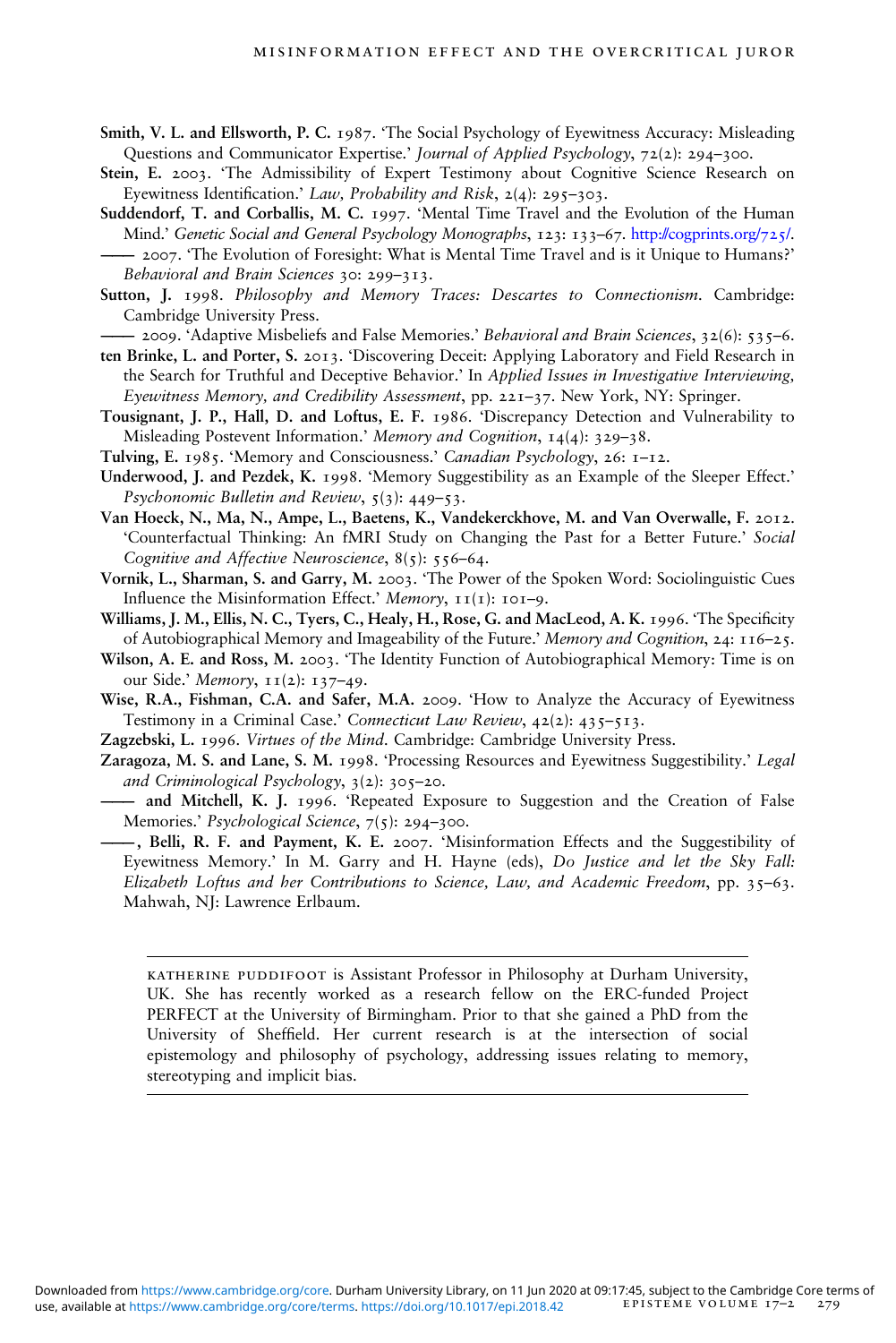**Smith, V. L. and Ellsworth, P. C.** 1987. 'The Social Psychology of Eyewitness Accuracy: Misleading Questions and Communicator Expertise.' *Journal of Applied Psychology*, 72(2): 294–300.

**Stein, E.** 2003. 'The Admissibility of Expert Testimony about Cognitive Science Research on Eyewitness Identification.' *Law, Probability and Risk*, 2(4): 295–303.

**Suddendorf, T. and Corballis, M. C.** 1997. 'Mental Time Travel and the Evolution of the Human Mind.' *Genetic Social and General Psychology Monographs*, 123: 133–67. http://cogprints.org/725/.

—— 2007. 'The Evolution of Foresight: What is Mental Time Travel and is it Unique to Humans?' *Behavioral and Brain Sciences* 30: 299–313.

**Sutton, J.** 1998. *Philosophy and Memory Traces: Descartes to Connectionism*. Cambridge: Cambridge University Press.

—— 2009. 'Adaptive Misbeliefs and False Memories.' *Behavioral and Brain Sciences*, 32(6): 535–6.

**ten Brinke, L. and Porter, S.** 2013. 'Discovering Deceit: Applying Laboratory and Field Research in the Search for Truthful and Deceptive Behavior.' In *Applied Issues in Investigative Interviewing, Eyewitness Memory, and Credibility Assessment*, pp. 221–37. New York, NY: Springer.

**Tousignant, J. P., Hall, D. and Loftus, E. F.** 1986. 'Discrepancy Detection and Vulnerability to Misleading Postevent Information.' *Memory and Cognition*, 14(4): 329–38.

**Tulving, E.** 1985. 'Memory and Consciousness.' *Canadian Psychology*, 26: 1–12.

**Underwood, J. and Pezdek, K.** 1998. 'Memory Suggestibility as an Example of the Sleeper Effect.' *Psychonomic Bulletin and Review*, 5(3): 449–53.

**Van Hoeck, N., Ma, N., Ampe, L., Baetens, K., Vandekerckhove, M. and Van Overwalle, F.** 2012. 'Counterfactual Thinking: An fMRI Study on Changing the Past for a Better Future.' *Social Cognitive and Affective Neuroscience*, 8(5): 556–64.

**Vornik, L., Sharman, S. and Garry, M.** 2003. 'The Power of the Spoken Word: Sociolinguistic Cues Influence the Misinformation Effect.' *Memory*, 11(1): 101–9.

**Williams, J. M., Ellis, N. C., Tyers, C., Healy, H., Rose, G. and MacLeod, A. K.** 1996. 'The Specificity of Autobiographical Memory and Imageability of the Future.' *Memory and Cognition*, 24: 116–25.

**Wilson, A. E. and Ross, M.** 2003. 'The Identity Function of Autobiographical Memory: Time is on our Side.' *Memory*, 11(2): 137–49.

**Wise, R.A., Fishman, C.A. and Safer, M.A.** 2009. 'How to Analyze the Accuracy of Eyewitness Testimony in a Criminal Case.' *Connecticut Law Review*, 42(2): 435–513.

**Zagzebski, L.** 1996. *Virtues of the Mind*. Cambridge: Cambridge University Press.

**Zaragoza, M. S. and Lane, S. M.** 1998. 'Processing Resources and Eyewitness Suggestibility.' *Legal and Criminological Psychology*, 3(2): 305–20.

—— **and Mitchell, K. J.** 1996. 'Repeated Exposure to Suggestion and the Creation of False Memories.' *Psychological Science*, 7(5): 294–300.

——**, Belli, R. F. and Payment, K. E.** 2007. 'Misinformation Effects and the Suggestibility of Eyewitness Memory.' In M. Garry and H. Hayne (eds), *Do Justice and let the Sky Fall: Elizabeth Loftus and her Contributions to Science, Law, and Academic Freedom*, pp. 35–63. Mahwah, NJ: Lawrence Erlbaum.

---

KATHERINE PUDDIFOOT is Assistant Professor in Philosophy at Durham University, UK. She has recently worked as a research fellow on the ERC-funded Project PERFECT at the University of Birmingham. Prior to that she gained a PhD from the University of Sheffield. Her current research is at the intersection of social epistemology and philosophy of psychology, addressing issues relating to memory, stereotyping and implicit bias.